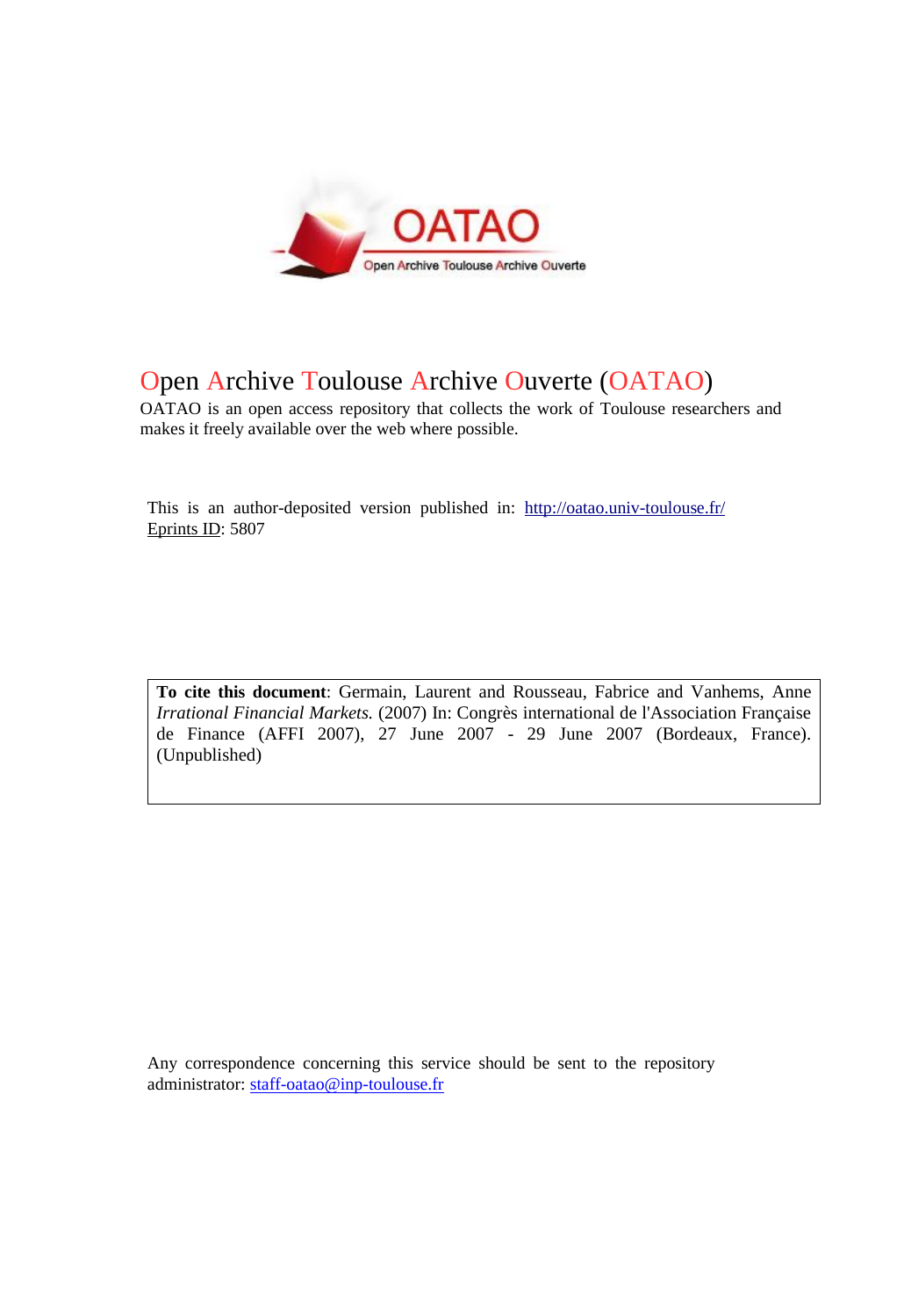# Open Archive Toulouse Archive Ouverte (OATAO)

OATAO is an open access repository that collects the work of Toulouse researchers and makes it freely available over the web where possible.

This is an author-deposited version published in: http://oatao.univ-toulouse.fr/
Eprints ID: 5807

**To cite this document**: Germain, Laurent and Rousseau, Fabrice and Vanhems, Anne *Irrational Financial Markets.* (2007) In: Congrès international de l'Association Française de Finance (AFFI 2007), 27 June 2007 - 29 June 2007 (Bordeaux, France). (Unpublished)

Any correspondence concerning this service should be sent to the repository administrator: staff-oatao@inp-toulouse.fr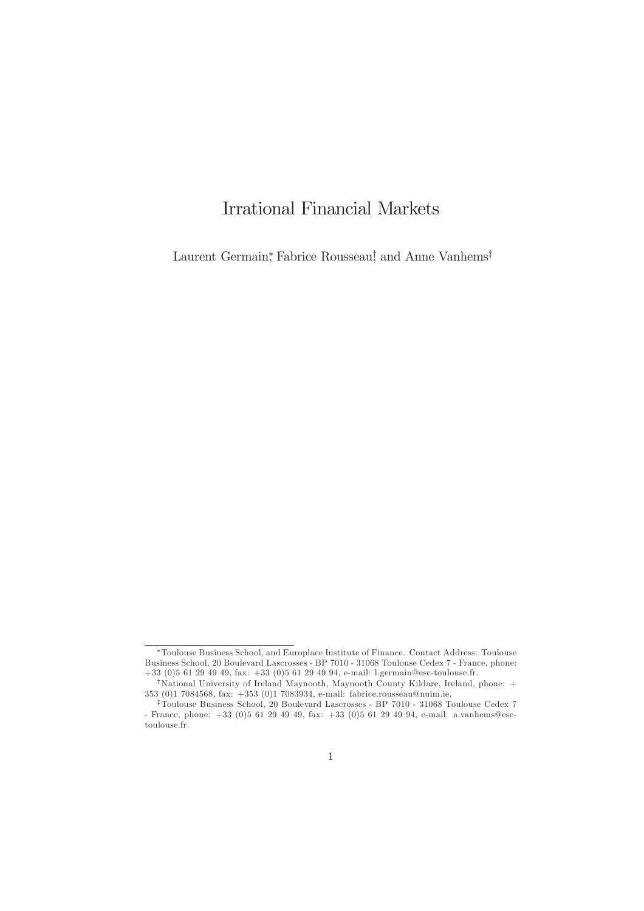# Irrational Financial Markets

Laurent Germain[*], Fabrice Rousseau[†] and Anne Vanhems[‡]

---

[*] Toulouse Business School, and Europlace Institute of Finance. Contact Address: Toulouse Business School, 20 Boulevard Lascrosses - BP 7010 - 31068 Toulouse Cedex 7 - France, phone: +33 (0)5 61 29 49 49, fax: +33 (0)5 61 29 49 94, e-mail: l.germain@esc-toulouse.fr.

[†] National University of Ireland Maynooth, Maynooth County Kildare, Ireland, phone: + 353 (0)1 7084568, fax: +353 (0)1 7083934, e-mail: fabrice.rousseau@nuim.ie.

[‡] Toulouse Business School, 20 Boulevard Lascrosses - BP 7010 - 31068 Toulouse Cedex 7 - France, phone: +33 (0)5 61 29 49 49, fax: +33 (0)5 61 29 49 94, e-mail: a.vanhems@esc-toulouse.fr.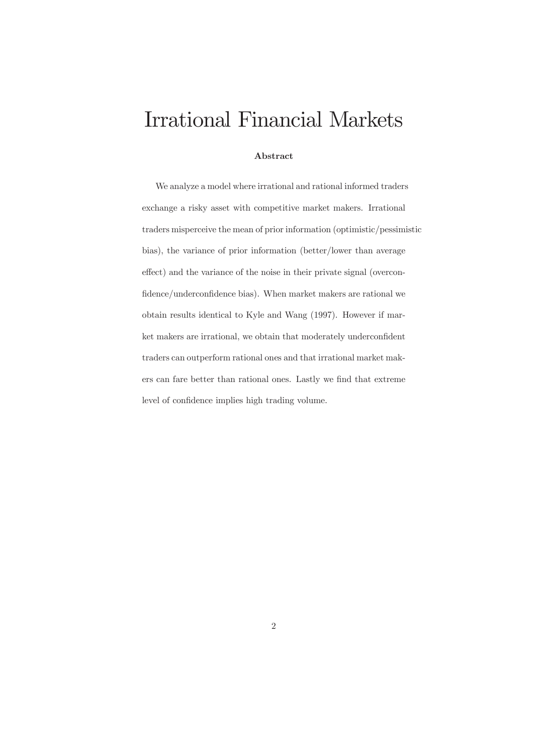# Irrational Financial Markets

**Abstract**

We analyze a model where irrational and rational informed traders exchange a risky asset with competitive market makers. Irrational traders misperceive the mean of prior information (optimistic/pessimistic bias), the variance of prior information (better/lower than average effect) and the variance of the noise in their private signal (overconfidence/underconfidence bias). When market makers are rational we obtain results identical to Kyle and Wang (1997). However if market makers are irrational, we obtain that moderately underconfident traders can outperform rational ones and that irrational market makers can fare better than rational ones. Lastly we find that extreme level of confidence implies high trading volume.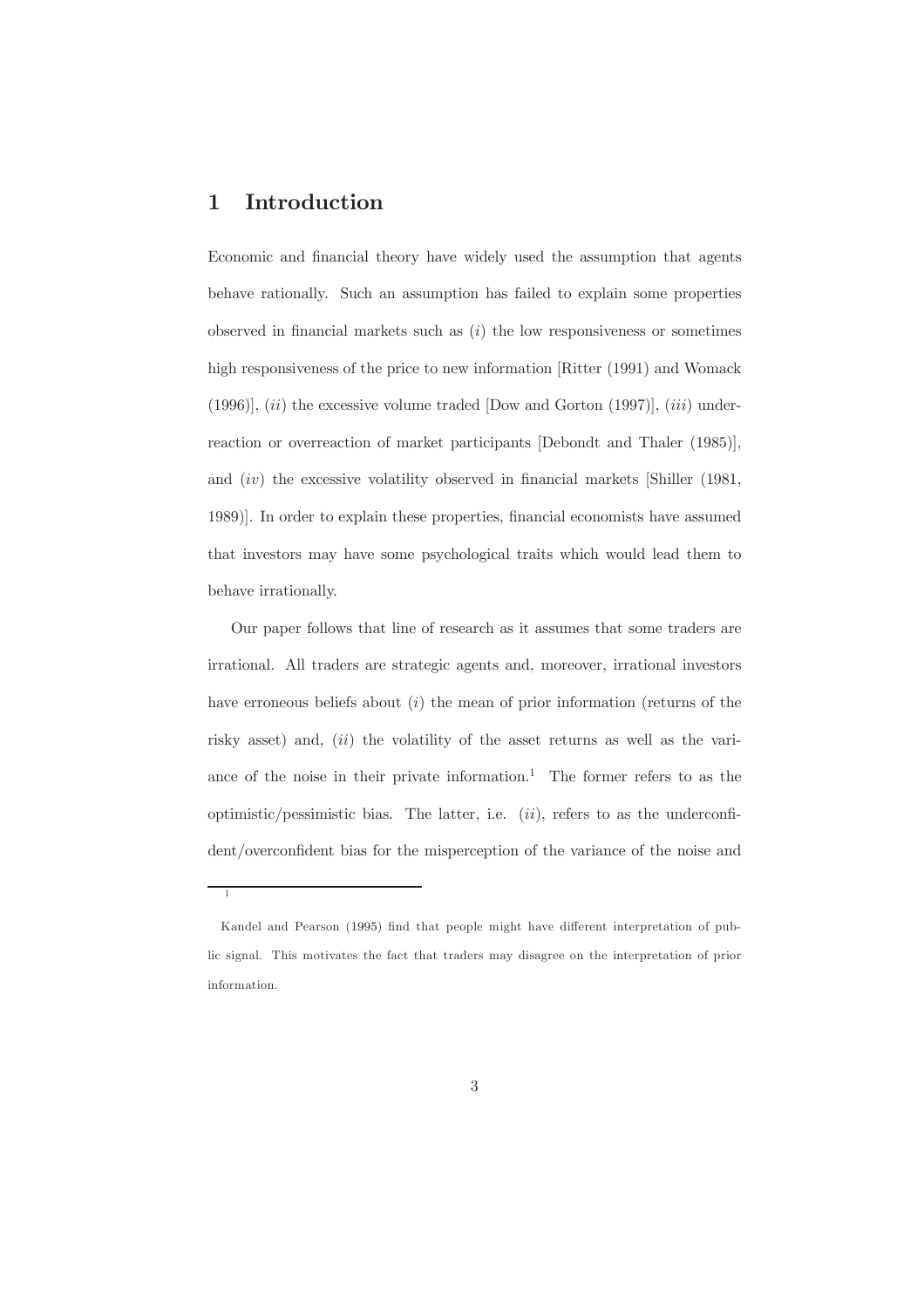# 1 Introduction

Economic and financial theory have widely used the assumption that agents behave rationally. Such an assumption has failed to explain some properties observed in financial markets such as ($i$) the low responsiveness or sometimes high responsiveness of the price to new information [Ritter (1991) and Womack (1996)], ($ii$) the excessive volume traded [Dow and Gorton (1997)], ($iii$) underreaction or overreaction of market participants [Debondt and Thaler (1985)], and ($iv$) the excessive volatility observed in financial markets [Shiller (1981, 1989)]. In order to explain these properties, financial economists have assumed that investors may have some psychological traits which would lead them to behave irrationally.

Our paper follows that line of research as it assumes that some traders are irrational. All traders are strategic agents and, moreover, irrational investors have erroneous beliefs about ($i$) the mean of prior information (returns of the risky asset) and, ($ii$) the volatility of the asset returns as well as the variance of the noise in their private information.[1] The former refers to as the optimistic/pessimistic bias. The latter, i.e. ($ii$), refers to as the underconfident/overconfident bias for the misperception of the variance of the noise and

---

[1] Kandel and Pearson (1995) find that people might have different interpretation of public signal. This motivates the fact that traders may disagree on the interpretation of prior information.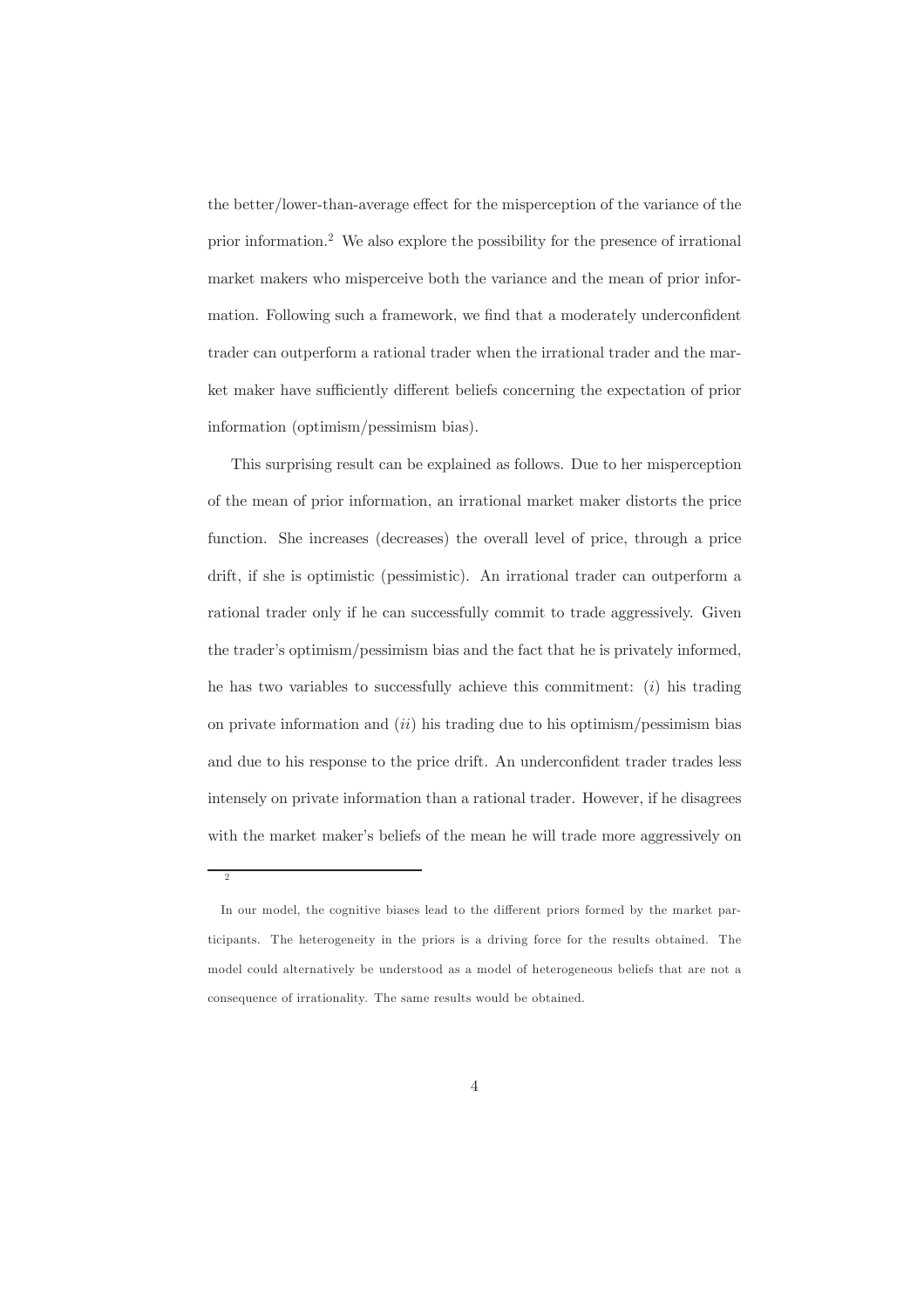the better/lower-than-average effect for the misperception of the variance of the prior information.[2] We also explore the possibility for the presence of irrational market makers who misperceive both the variance and the mean of prior information. Following such a framework, we find that a moderately underconfident trader can outperform a rational trader when the irrational trader and the market maker have sufficiently different beliefs concerning the expectation of prior information (optimism/pessimism bias).

This surprising result can be explained as follows. Due to her misperception of the mean of prior information, an irrational market maker distorts the price function. She increases (decreases) the overall level of price, through a price drift, if she is optimistic (pessimistic). An irrational trader can outperform a rational trader only if he can successfully commit to trade aggressively. Given the trader's optimism/pessimism bias and the fact that he is privately informed, he has two variables to successfully achieve this commitment: (*i*) his trading on private information and (*ii*) his trading due to his optimism/pessimism bias and due to his response to the price drift. An underconfident trader trades less intensely on private information than a rational trader. However, if he disagrees with the market maker's beliefs of the mean he will trade more aggressively on

[2] In our model, the cognitive biases lead to the different priors formed by the market participants. The heterogeneity in the priors is a driving force for the results obtained. The model could alternatively be understood as a model of heterogeneous beliefs that are not a consequence of irrationality. The same results would be obtained.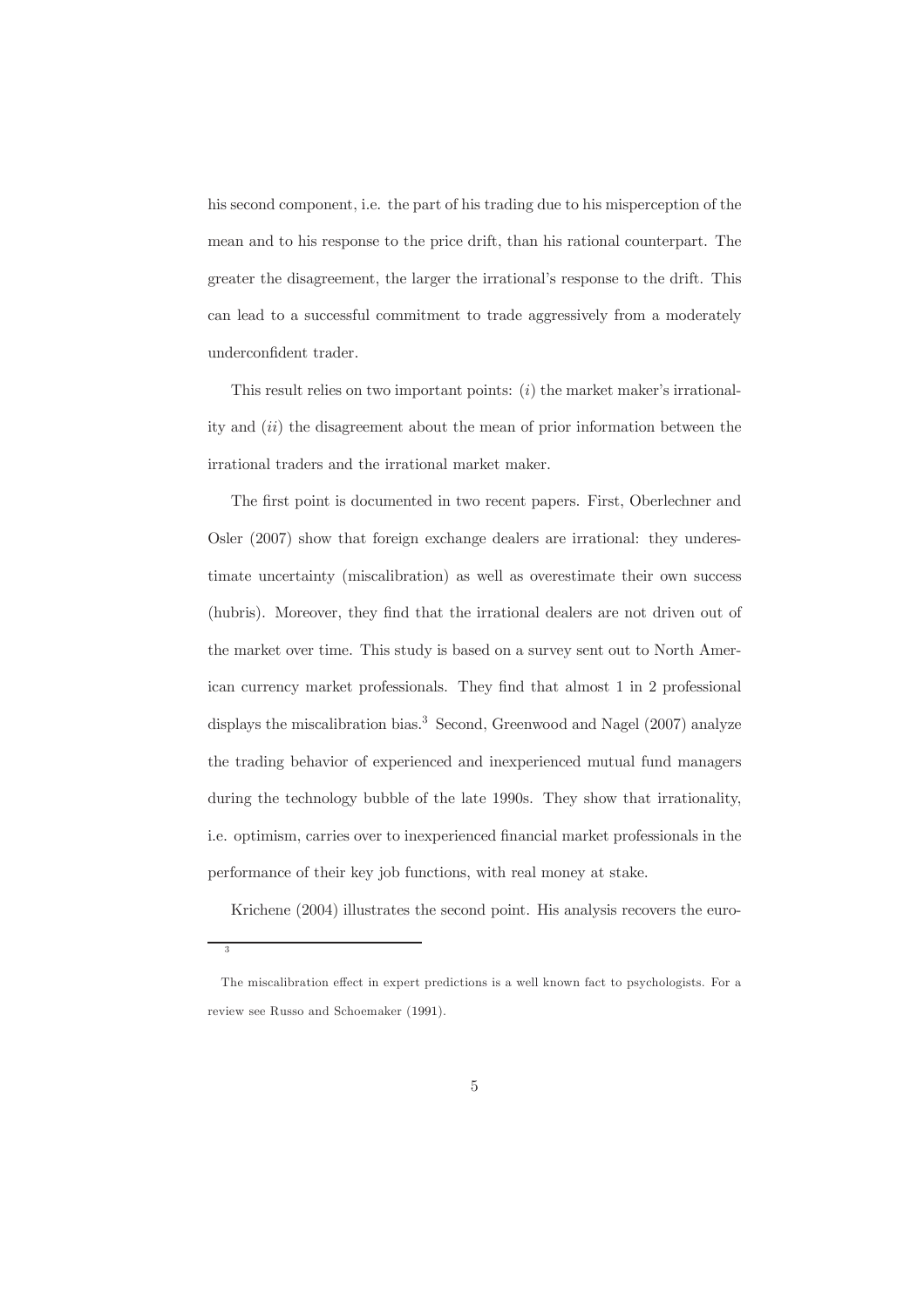his second component, i.e. the part of his trading due to his misperception of the mean and to his response to the price drift, than his rational counterpart. The greater the disagreement, the larger the irrational's response to the drift. This can lead to a successful commitment to trade aggressively from a moderately underconfident trader.

This result relies on two important points: (*i*) the market maker's irrationality and (*ii*) the disagreement about the mean of prior information between the irrational traders and the irrational market maker.

The first point is documented in two recent papers. First, Oberlechner and Osler (2007) show that foreign exchange dealers are irrational: they underestimate uncertainty (miscalibration) as well as overestimate their own success (hubris). Moreover, they find that the irrational dealers are not driven out of the market over time. This study is based on a survey sent out to North American currency market professionals. They find that almost 1 in 2 professional displays the miscalibration bias.[3] Second, Greenwood and Nagel (2007) analyze the trading behavior of experienced and inexperienced mutual fund managers during the technology bubble of the late 1990s. They show that irrationality, i.e. optimism, carries over to inexperienced financial market professionals in the performance of their key job functions, with real money at stake.

Krichene (2004) illustrates the second point. His analysis recovers the euro-

---

[3] The miscalibration effect in expert predictions is a well known fact to psychologists. For a review see Russo and Schoemaker (1991).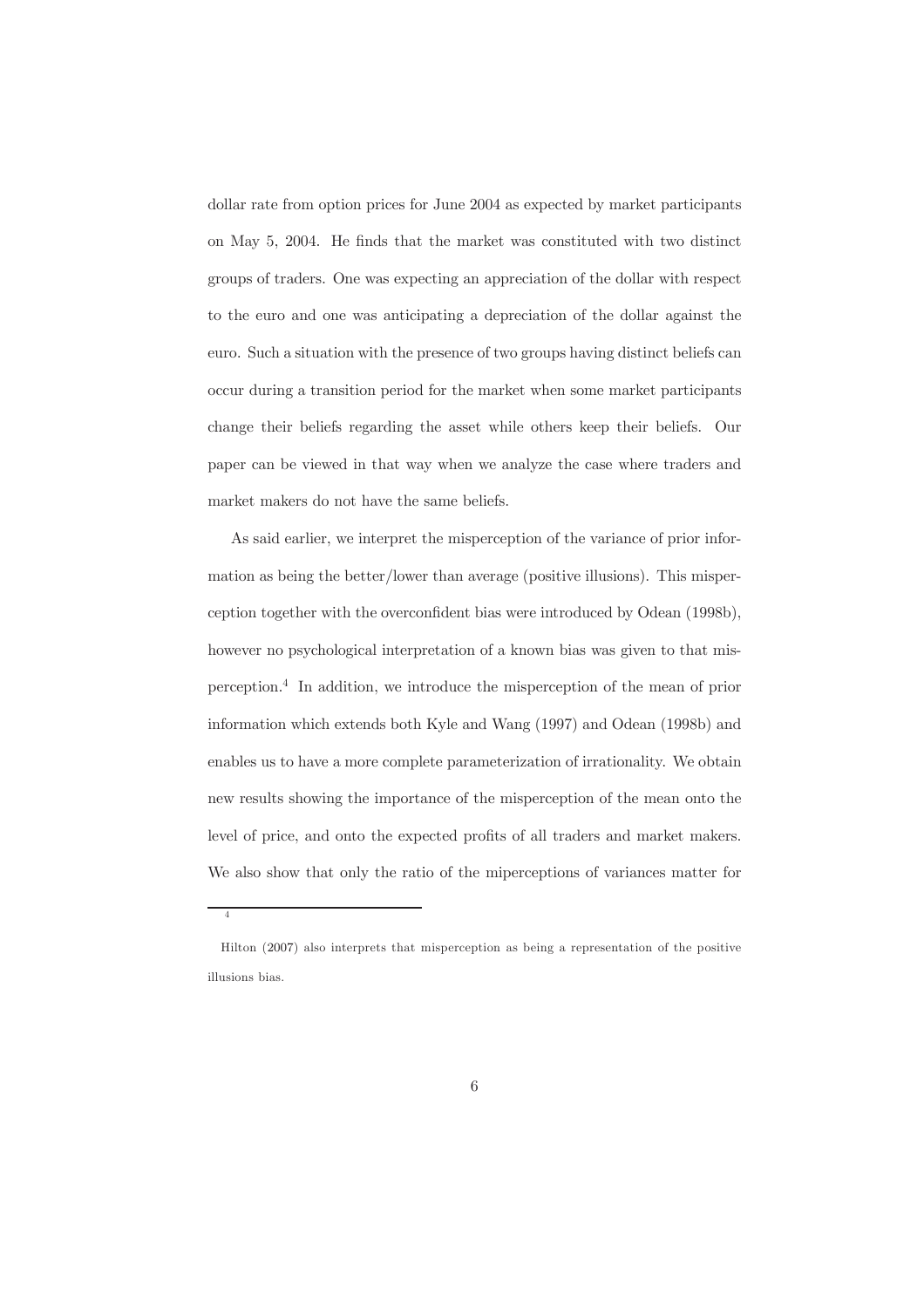dollar rate from option prices for June 2004 as expected by market participants on May 5, 2004. He finds that the market was constituted with two distinct groups of traders. One was expecting an appreciation of the dollar with respect to the euro and one was anticipating a depreciation of the dollar against the euro. Such a situation with the presence of two groups having distinct beliefs can occur during a transition period for the market when some market participants change their beliefs regarding the asset while others keep their beliefs. Our paper can be viewed in that way when we analyze the case where traders and market makers do not have the same beliefs.

As said earlier, we interpret the misperception of the variance of prior information as being the better/lower than average (positive illusions). This misperception together with the overconfident bias were introduced by Odean (1998b), however no psychological interpretation of a known bias was given to that misperception.[4] In addition, we introduce the misperception of the mean of prior information which extends both Kyle and Wang (1997) and Odean (1998b) and enables us to have a more complete parameterization of irrationality. We obtain new results showing the importance of the misperception of the mean onto the level of price, and onto the expected profits of all traders and market makers. We also show that only the ratio of the miperceptions of variances matter for

[4] Hilton (2007) also interprets that misperception as being a representation of the positive illusions bias.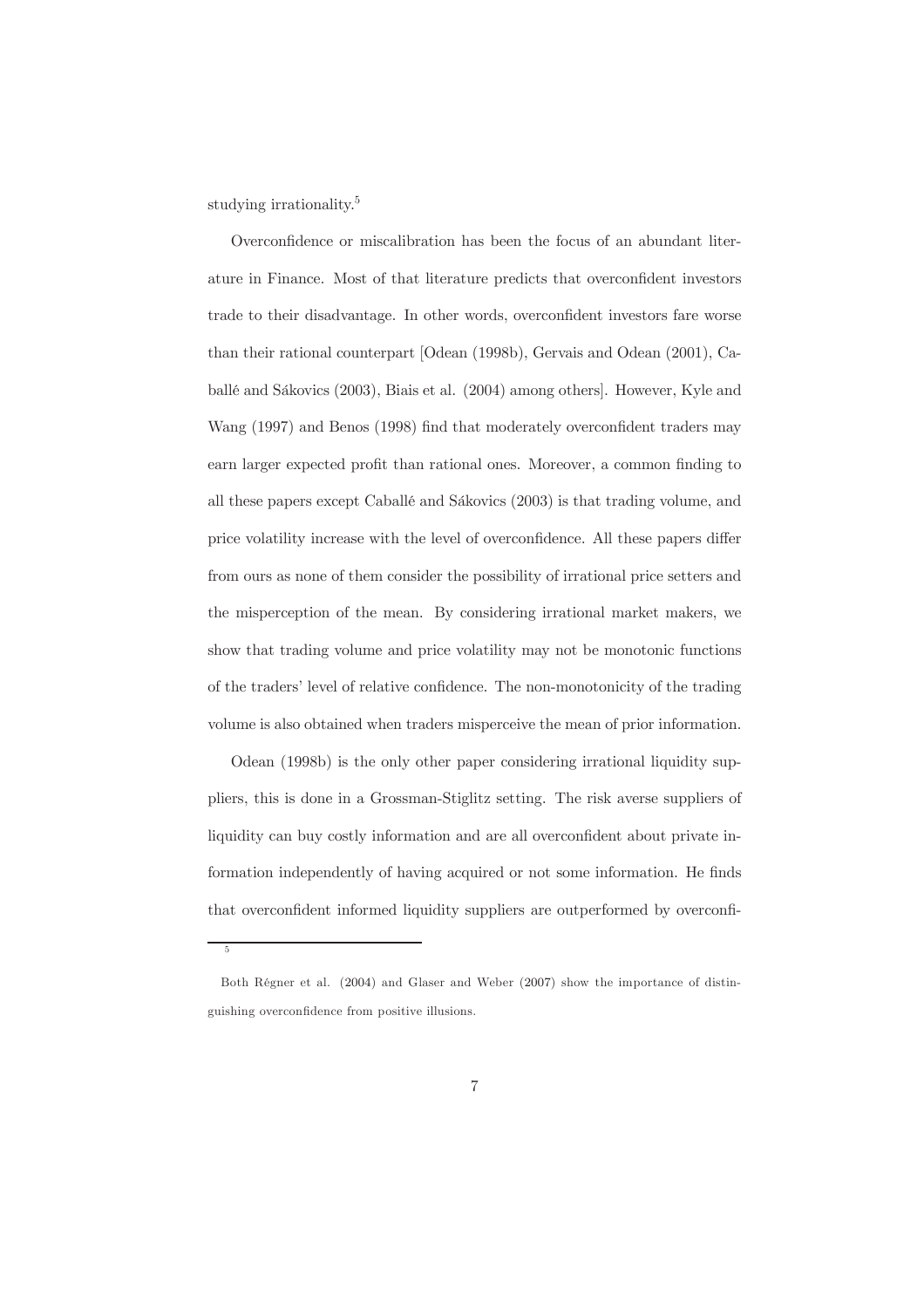studying irrationality.[5]

Overconfidence or miscalibration has been the focus of an abundant literature in Finance. Most of that literature predicts that overconfident investors trade to their disadvantage. In other words, overconfident investors fare worse than their rational counterpart [Odean (1998b), Gervais and Odean (2001), Caballé and Sákovics (2003), Biais et al. (2004) among others]. However, Kyle and Wang (1997) and Benos (1998) find that moderately overconfident traders may earn larger expected profit than rational ones. Moreover, a common finding to all these papers except Caballé and Sákovics (2003) is that trading volume, and price volatility increase with the level of overconfidence. All these papers differ from ours as none of them consider the possibility of irrational price setters and the misperception of the mean. By considering irrational market makers, we show that trading volume and price volatility may not be monotonic functions of the traders' level of relative confidence. The non-monotonicity of the trading volume is also obtained when traders misperceive the mean of prior information.

Odean (1998b) is the only other paper considering irrational liquidity suppliers, this is done in a Grossman-Stiglitz setting. The risk averse suppliers of liquidity can buy costly information and are all overconfident about private information independently of having acquired or not some information. He finds that overconfident informed liquidity suppliers are outperformed by overconfi-

[5] Both Régner et al. (2004) and Glaser and Weber (2007) show the importance of distinguishing overconfidence from positive illusions.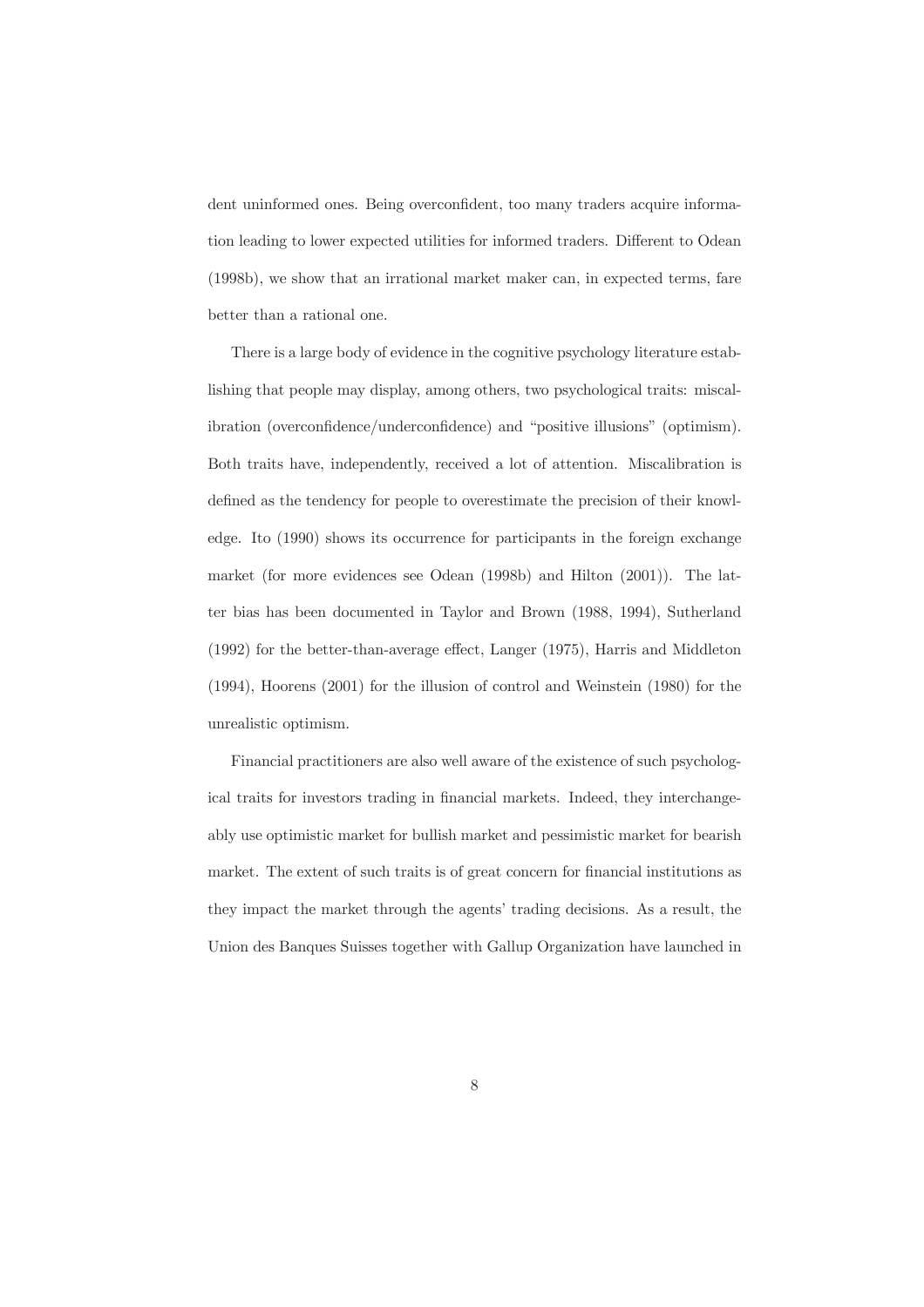dent uninformed ones. Being overconfident, too many traders acquire information leading to lower expected utilities for informed traders. Different to Odean (1998b), we show that an irrational market maker can, in expected terms, fare better than a rational one.

There is a large body of evidence in the cognitive psychology literature establishing that people may display, among others, two psychological traits: miscalibration (overconfidence/underconfidence) and "positive illusions" (optimism). Both traits have, independently, received a lot of attention. Miscalibration is defined as the tendency for people to overestimate the precision of their knowledge. Ito (1990) shows its occurrence for participants in the foreign exchange market (for more evidences see Odean (1998b) and Hilton (2001)). The latter bias has been documented in Taylor and Brown (1988, 1994), Sutherland (1992) for the better-than-average effect, Langer (1975), Harris and Middleton (1994), Hoorens (2001) for the illusion of control and Weinstein (1980) for the unrealistic optimism.

Financial practitioners are also well aware of the existence of such psychological traits for investors trading in financial markets. Indeed, they interchangeably use optimistic market for bullish market and pessimistic market for bearish market. The extent of such traits is of great concern for financial institutions as they impact the market through the agents' trading decisions. As a result, the Union des Banques Suisses together with Gallup Organization have launched in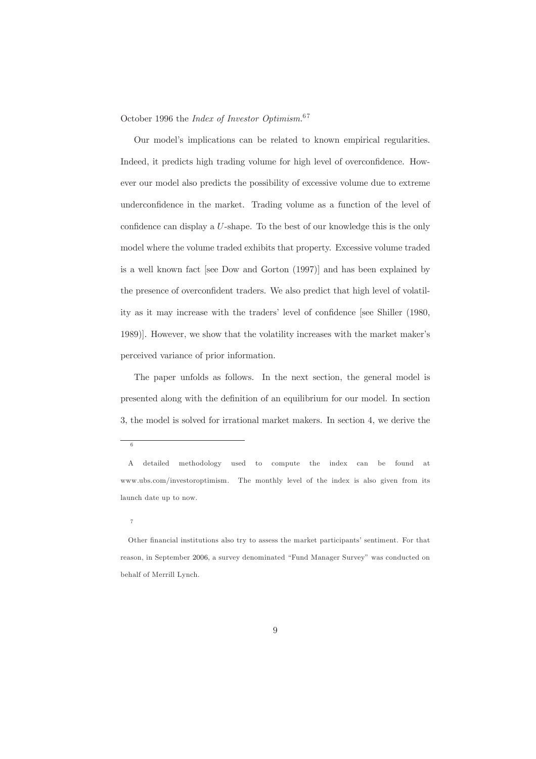October 1996 the *Index of Investor Optimism*.[6][7]

Our model's implications can be related to known empirical regularities. Indeed, it predicts high trading volume for high level of overconfidence. However our model also predicts the possibility of excessive volume due to extreme underconfidence in the market. Trading volume as a function of the level of confidence can display a $U$-shape. To the best of our knowledge this is the only model where the volume traded exhibits that property. Excessive volume traded is a well known fact [see Dow and Gorton (1997)] and has been explained by the presence of overconfident traders. We also predict that high level of volatility as it may increase with the traders' level of confidence [see Shiller (1980, 1989)]. However, we show that the volatility increases with the market maker's perceived variance of prior information.

The paper unfolds as follows. In the next section, the general model is presented along with the definition of an equilibrium for our model. In section 3, the model is solved for irrational market makers. In section 4, we derive the

---

[6] A detailed methodology used to compute the index can be found at www.ubs.com/investoroptimism. The monthly level of the index is also given from its launch date up to now.

[7] Other financial institutions also try to assess the market participants' sentiment. For that reason, in September 2006, a survey denominated "Fund Manager Survey" was conducted on behalf of Merrill Lynch.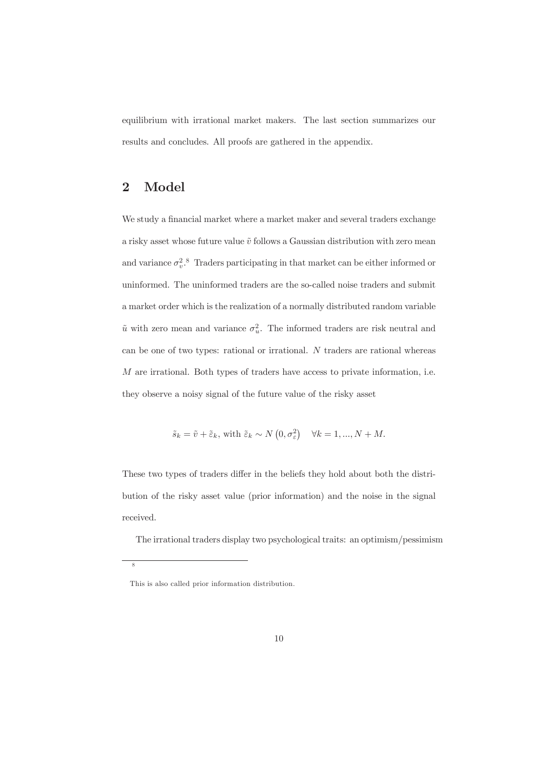equilibrium with irrational market makers. The last section summarizes our results and concludes. All proofs are gathered in the appendix.

## 2 Model

We study a financial market where a market maker and several traders exchange a risky asset whose future value $\tilde{v}$ follows a Gaussian distribution with zero mean and variance $\sigma_v^2$.[8] Traders participating in that market can be either informed or uninformed. The uninformed traders are the so-called noise traders and submit a market order which is the realization of a normally distributed random variable $\tilde{u}$ with zero mean and variance $\sigma_u^2$. The informed traders are risk neutral and can be one of two types: rational or irrational. $N$ traders are rational whereas $M$ are irrational. Both types of traders have access to private information, i.e. they observe a noisy signal of the future value of the risky asset

$$\tilde{s}_k = \tilde{v} + \tilde{\varepsilon}_k, \text{ with } \tilde{\varepsilon}_k \sim N\left(0, \sigma_\varepsilon^2\right) \quad \forall k = 1, ..., N + M.$$

These two types of traders differ in the beliefs they hold about both the distribution of the risky asset value (prior information) and the noise in the signal received.

The irrational traders display two psychological traits: an optimism/pessimism

[8] This is also called prior information distribution.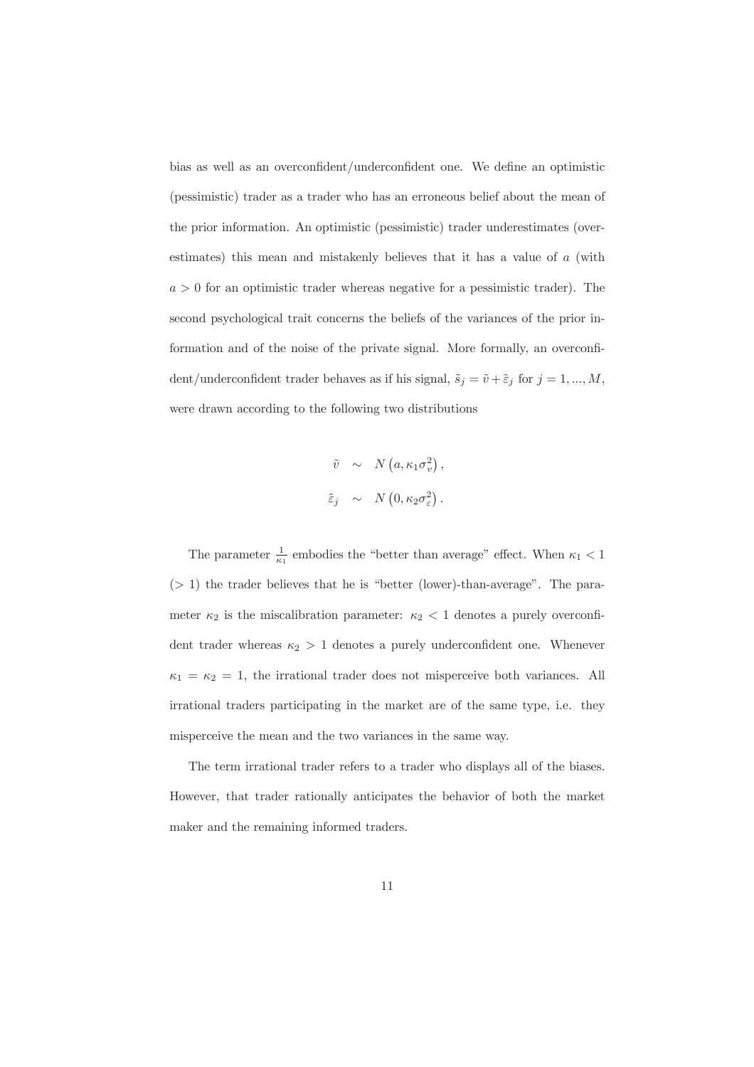bias as well as an overconfident/underconfident one. We define an optimistic (pessimistic) trader as a trader who has an erroneous belief about the mean of the prior information. An optimistic (pessimistic) trader underestimates (overestimates) this mean and mistakenly believes that it has a value of $a$ (with $a > 0$ for an optimistic trader whereas negative for a pessimistic trader). The second psychological trait concerns the beliefs of the variances of the prior information and of the noise of the private signal. More formally, an overconfident/underconfident trader behaves as if his signal, $\tilde{s}_j = \tilde{v} + \tilde{\varepsilon}_j$ for $j = 1, ..., M$, were drawn according to the following two distributions

$$
\begin{aligned}
\tilde{v} &\sim N\left(a, \kappa_1 \sigma_v^2\right), \\
\tilde{\varepsilon}_j &\sim N\left(0, \kappa_2 \sigma_\varepsilon^2\right).
\end{aligned}
$$

The parameter $\frac{1}{\kappa_1}$ embodies the "better than average" effect. When $\kappa_1 < 1$ ($> 1$) the trader believes that he is "better (lower)-than-average". The parameter $\kappa_2$ is the miscalibration parameter: $\kappa_2 < 1$ denotes a purely overconfident trader whereas $\kappa_2 > 1$ denotes a purely underconfident one. Whenever $\kappa_1 = \kappa_2 = 1$, the irrational trader does not misperceive both variances. All irrational traders participating in the market are of the same type, i.e. they misperceive the mean and the two variances in the same way.

The term irrational trader refers to a trader who displays all of the biases. However, that trader rationally anticipates the behavior of both the market maker and the remaining informed traders.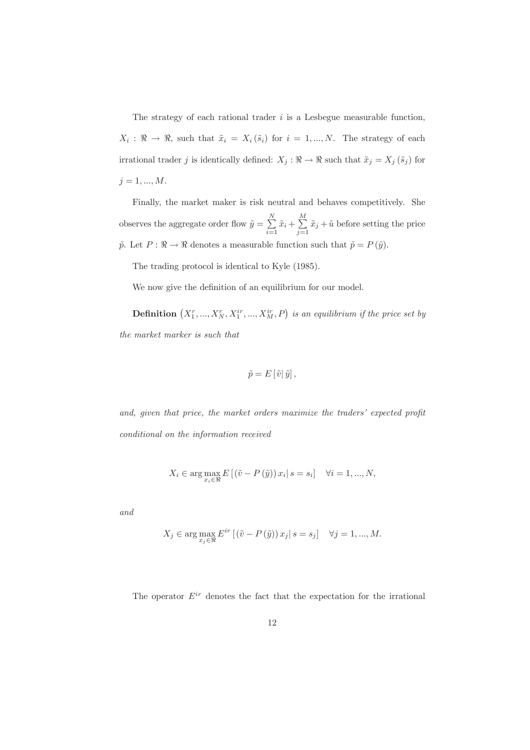The strategy of each rational trader $i$ is a Lesbegue measurable function, $X_i : \Re \rightarrow \Re$, such that $\tilde{x}_i = X_i(\tilde{s}_i)$ for $i = 1, ..., N$. The strategy of each irrational trader $j$ is identically defined: $X_j : \Re \rightarrow \Re$ such that $\tilde{x}_j = X_j(\tilde{s}_j)$ for $j = 1, ..., M$.

Finally, the market maker is risk neutral and behaves competitively. She observes the aggregate order flow $\tilde{y} = \sum_{i=1}^{N} \tilde{x}_i + \sum_{j=1}^{M} \tilde{x}_j + \tilde{u}$ before setting the price $\tilde{p}$. Let $P : \Re \rightarrow \Re$ denotes a measurable function such that $\tilde{p} = P(\tilde{y})$.

The trading protocol is identical to Kyle (1985).

We now give the definition of an equilibrium for our model.

**Definition** $\left(X_1^r, ..., X_N^r, X_1^{ir}, ..., X_M^{ir}, P\right)$ *is an equilibrium if the price set by the market marker is such that*

$$\tilde{p} = E\left[\tilde{v} \middle| \tilde{y}\right],$$

*and, given that price, the market orders maximize the traders' expected profit conditional on the information received*

$$X_i \in \arg\max_{x_i \in \Re} E\left[\left(\tilde{v} - P(\tilde{y})\right) x_i \middle| s = s_i\right] \quad \forall i = 1, ..., N,$$

*and*

$$X_j \in \arg\max_{x_j \in \Re} E^{ir}\left[\left(\tilde{v} - P(\tilde{y})\right) x_j \middle| s = s_j\right] \quad \forall j = 1, ..., M.$$

The operator $E^{ir}$ denotes the fact that the expectation for the irrational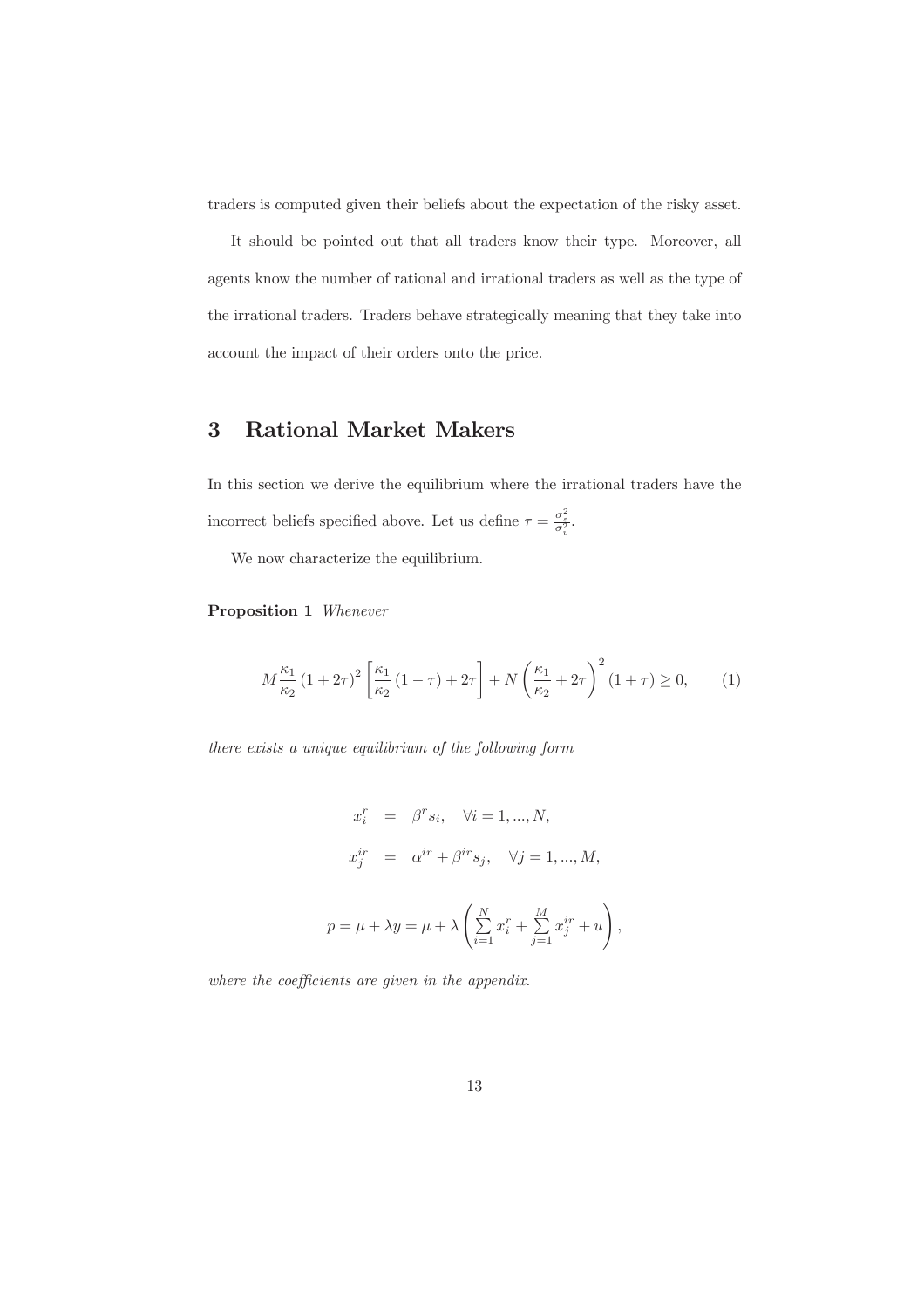traders is computed given their beliefs about the expectation of the risky asset.

It should be pointed out that all traders know their type. Moreover, all agents know the number of rational and irrational traders as well as the type of the irrational traders. Traders behave strategically meaning that they take into account the impact of their orders onto the price.

# 3 Rational Market Makers

In this section we derive the equilibrium where the irrational traders have the incorrect beliefs specified above. Let us define $\tau = \frac{\sigma_\varepsilon^2}{\sigma_v^2}$.

We now characterize the equilibrium.

**Proposition 1** *Whenever*

$$M\frac{\kappa_1}{\kappa_2}(1+2\tau)^2\left[\frac{\kappa_1}{\kappa_2}(1-\tau)+2\tau\right]+N\left(\frac{\kappa_1}{\kappa_2}+2\tau\right)^2(1+\tau)\geq 0, \qquad (1)$$

*there exists a unique equilibrium of the following form*

$$x_i^r = \beta^r s_i, \quad \forall i = 1,...,N,$$

$$x_j^{ir} = \alpha^{ir} + \beta^{ir} s_j, \quad \forall j = 1,...,M,$$

$$p = \mu + \lambda y = \mu + \lambda\left(\sum_{i=1}^{N} x_i^r + \sum_{j=1}^{M} x_j^{ir} + u\right),$$

*where the coefficients are given in the appendix.*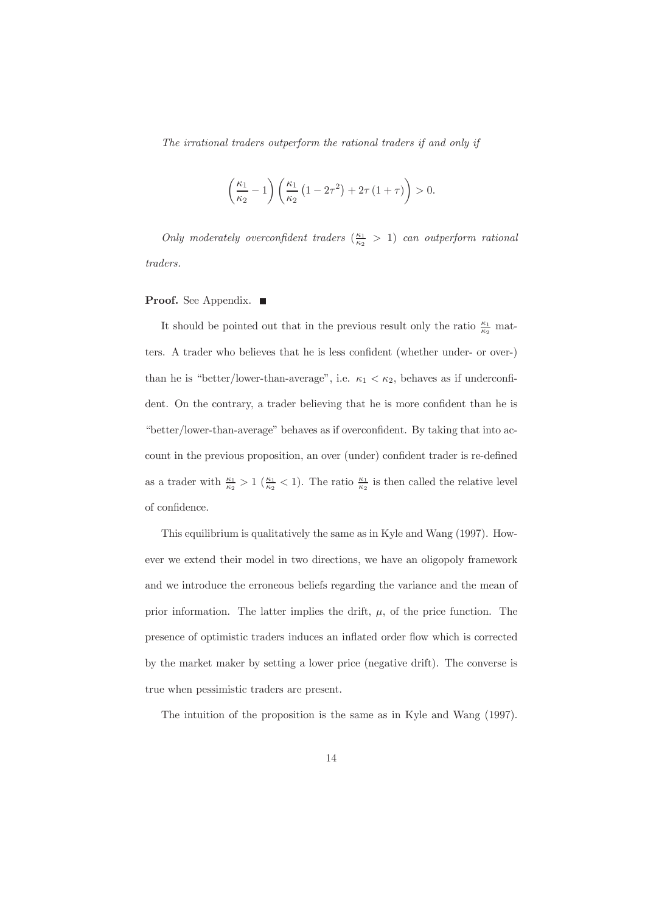*The irrational traders outperform the rational traders if and only if*

$$\left(\frac{\kappa_1}{\kappa_2}-1\right)\left(\frac{\kappa_1}{\kappa_2}\left(1-2\tau^2\right)+2\tau\left(1+\tau\right)\right)>0.$$

*Only moderately overconfident traders* ($\frac{\kappa_1}{\kappa_2}>1$) *can outperform rational traders.*

**Proof.** See Appendix. ■

It should be pointed out that in the previous result only the ratio $\frac{\kappa_1}{\kappa_2}$ matters. A trader who believes that he is less confident (whether under- or over-) than he is "better/lower-than-average", i.e. $\kappa_1<\kappa_2$, behaves as if underconfident. On the contrary, a trader believing that he is more confident than he is "better/lower-than-average" behaves as if overconfident. By taking that into account in the previous proposition, an over (under) confident trader is re-defined as a trader with $\frac{\kappa_1}{\kappa_2}>1$ ($\frac{\kappa_1}{\kappa_2}<1$). The ratio $\frac{\kappa_1}{\kappa_2}$ is then called the relative level of confidence.

This equilibrium is qualitatively the same as in Kyle and Wang (1997). However we extend their model in two directions, we have an oligopoly framework and we introduce the erroneous beliefs regarding the variance and the mean of prior information. The latter implies the drift, $\mu$, of the price function. The presence of optimistic traders induces an inflated order flow which is corrected by the market maker by setting a lower price (negative drift). The converse is true when pessimistic traders are present.

The intuition of the proposition is the same as in Kyle and Wang (1997).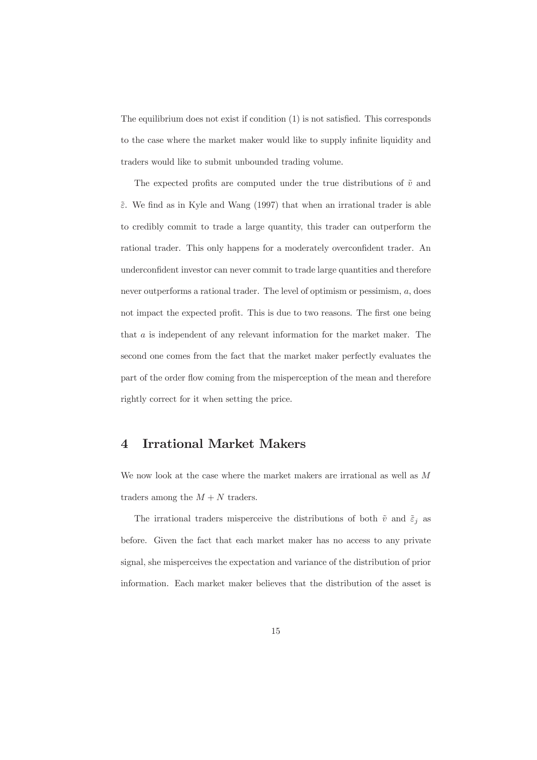The equilibrium does not exist if condition (1) is not satisfied. This corresponds to the case where the market maker would like to supply infinite liquidity and traders would like to submit unbounded trading volume.

The expected profits are computed under the true distributions of $\tilde{v}$ and $\tilde{\varepsilon}$. We find as in Kyle and Wang (1997) that when an irrational trader is able to credibly commit to trade a large quantity, this trader can outperform the rational trader. This only happens for a moderately overconfident trader. An underconfident investor can never commit to trade large quantities and therefore never outperforms a rational trader. The level of optimism or pessimism, $a$, does not impact the expected profit. This is due to two reasons. The first one being that $a$ is independent of any relevant information for the market maker. The second one comes from the fact that the market maker perfectly evaluates the part of the order flow coming from the misperception of the mean and therefore rightly correct for it when setting the price.

# 4 Irrational Market Makers

We now look at the case where the market makers are irrational as well as $M$ traders among the $M + N$ traders.

The irrational traders misperceive the distributions of both $\tilde{v}$ and $\tilde{\varepsilon}_j$ as before. Given the fact that each market maker has no access to any private signal, she misperceives the expectation and variance of the distribution of prior information. Each market maker believes that the distribution of the asset is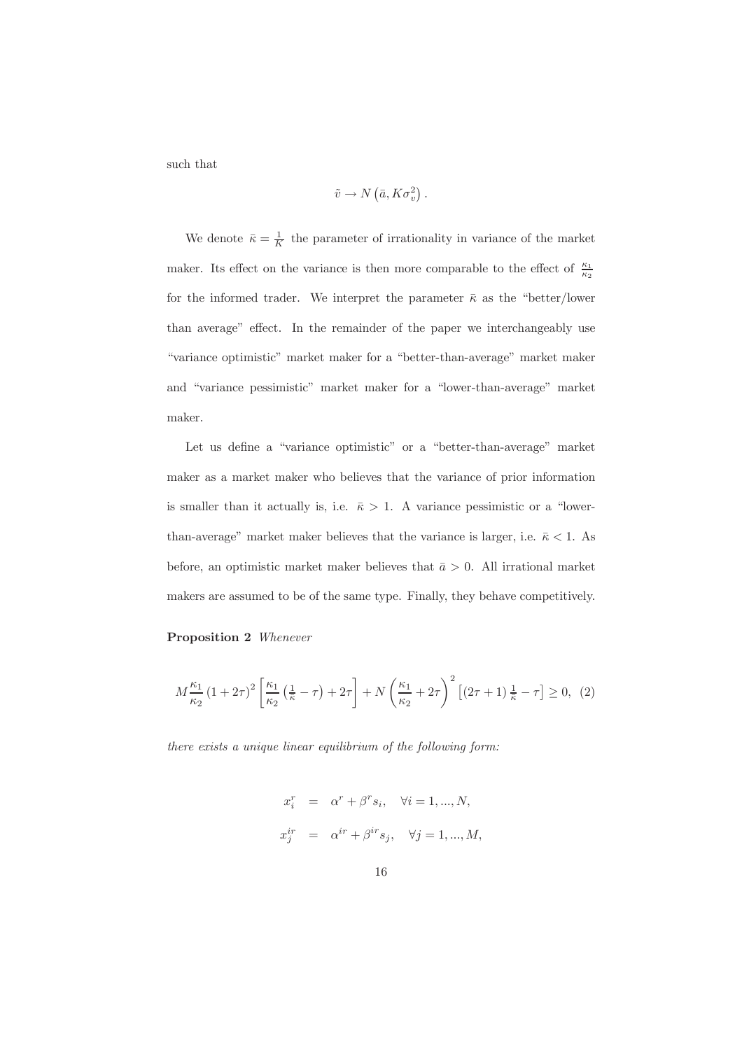such that

$$\tilde{v} \rightarrow N\left(\bar{a}, K\sigma_v^2\right).$$

We denote $\bar{\kappa} = \frac{1}{K}$ the parameter of irrationality in variance of the market maker. Its effect on the variance is then more comparable to the effect of $\frac{\kappa_1}{\kappa_2}$ for the informed trader. We interpret the parameter $\bar{\kappa}$ as the "better/lower than average" effect. In the remainder of the paper we interchangeably use "variance optimistic" market maker for a "better-than-average" market maker and "variance pessimistic" market maker for a "lower-than-average" market maker.

Let us define a "variance optimistic" or a "better-than-average" market maker as a market maker who believes that the variance of prior information is smaller than it actually is, i.e. $\bar{\kappa} > 1$. A variance pessimistic or a "lower-than-average" market maker believes that the variance is larger, i.e. $\bar{\kappa} < 1$. As before, an optimistic market maker believes that $\bar{a} > 0$. All irrational market makers are assumed to be of the same type. Finally, they behave competitively.

**Proposition 2** *Whenever*

$$M\frac{\kappa_1}{\kappa_2}\left(1+2\tau\right)^2\left[\frac{\kappa_1}{\kappa_2}\left(\tfrac{1}{\bar{\kappa}}-\tau\right)+2\tau\right]+N\left(\frac{\kappa_1}{\kappa_2}+2\tau\right)^2\left[\left(2\tau+1\right)\tfrac{1}{\bar{\kappa}}-\tau\right]\geq 0, \quad (2)$$

*there exists a unique linear equilibrium of the following form:*

$$\begin{aligned} x_i^r &= \alpha^r + \beta^r s_i, \quad \forall i = 1, ..., N, \\ x_j^{ir} &= \alpha^{ir} + \beta^{ir} s_j, \quad \forall j = 1, ..., M, \end{aligned}$$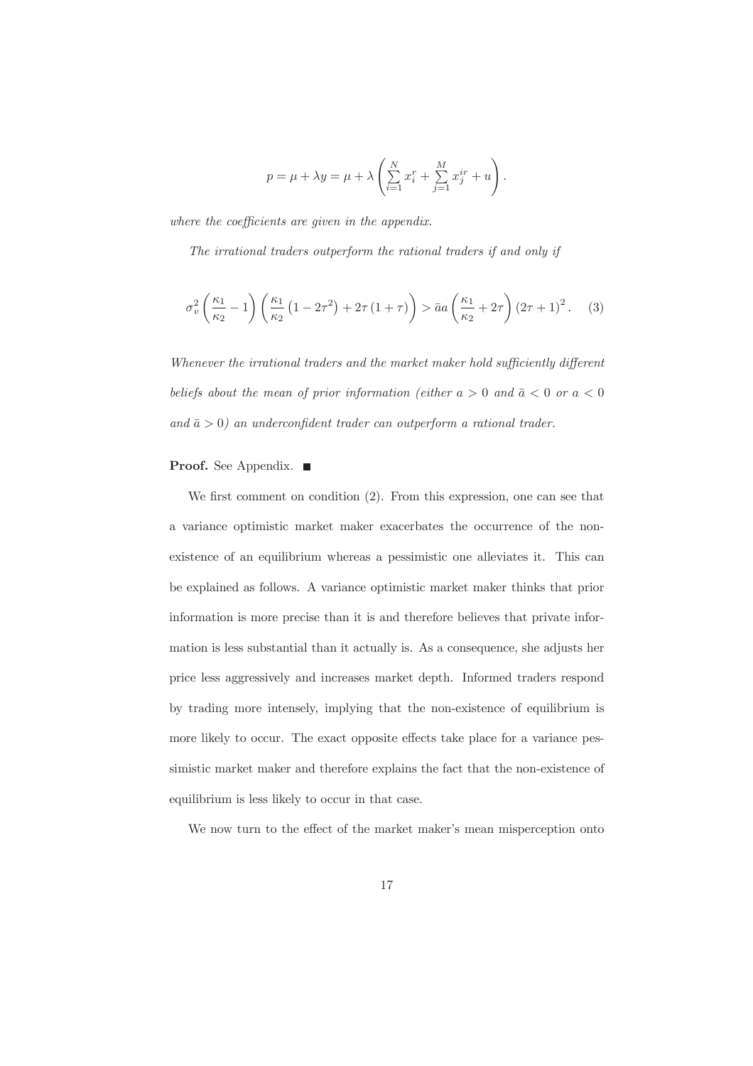$$p = \mu + \lambda y = \mu + \lambda \left( \sum_{i=1}^{N} x_i^r + \sum_{j=1}^{M} x_j^{ir} + u \right).$$

*where the coefficients are given in the appendix.*

*The irrational traders outperform the rational traders if and only if*

$$\sigma_v^2 \left( \frac{\kappa_1}{\kappa_2} - 1 \right) \left( \frac{\kappa_1}{\kappa_2} \left( 1 - 2\tau^2 \right) + 2\tau \left( 1 + \tau \right) \right) > \bar{a} a \left( \frac{\kappa_1}{\kappa_2} + 2\tau \right) \left( 2\tau + 1 \right)^2. \quad (3)$$

*Whenever the irrational traders and the market maker hold sufficiently different beliefs about the mean of prior information (either $a > 0$ and $\bar{a} < 0$ or $a < 0$ and $\bar{a} > 0$) an underconfident trader can outperform a rational trader.*

**Proof.** See Appendix. ■

We first comment on condition (2). From this expression, one can see that a variance optimistic market maker exacerbates the occurrence of the non-existence of an equilibrium whereas a pessimistic one alleviates it. This can be explained as follows. A variance optimistic market maker thinks that prior information is more precise than it is and therefore believes that private information is less substantial than it actually is. As a consequence, she adjusts her price less aggressively and increases market depth. Informed traders respond by trading more intensely, implying that the non-existence of equilibrium is more likely to occur. The exact opposite effects take place for a variance pessimistic market maker and therefore explains the fact that the non-existence of equilibrium is less likely to occur in that case.

We now turn to the effect of the market maker's mean misperception onto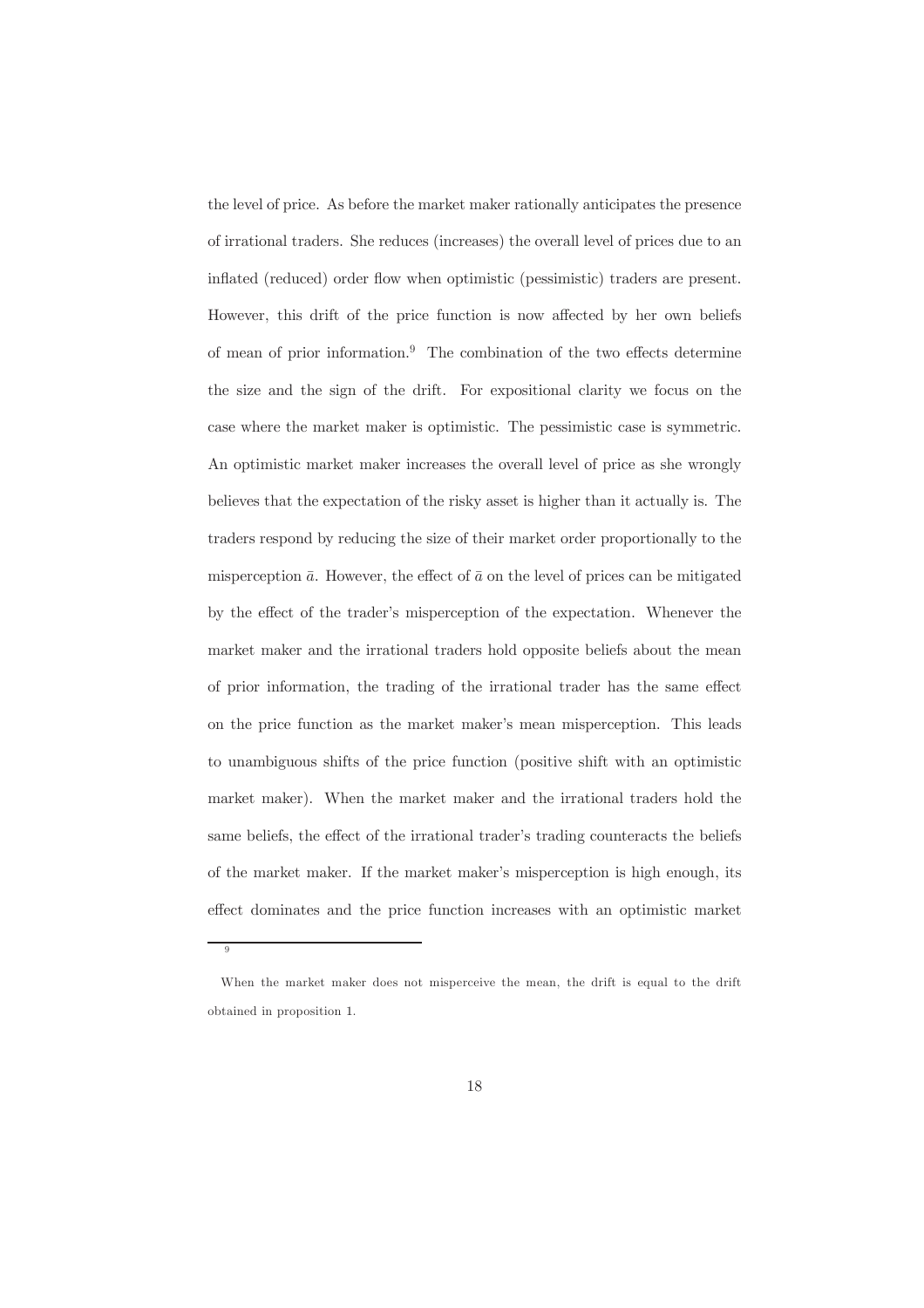the level of price. As before the market maker rationally anticipates the presence of irrational traders. She reduces (increases) the overall level of prices due to an inflated (reduced) order flow when optimistic (pessimistic) traders are present. However, this drift of the price function is now affected by her own beliefs of mean of prior information.[9] The combination of the two effects determine the size and the sign of the drift. For expositional clarity we focus on the case where the market maker is optimistic. The pessimistic case is symmetric. An optimistic market maker increases the overall level of price as she wrongly believes that the expectation of the risky asset is higher than it actually is. The traders respond by reducing the size of their market order proportionally to the misperception $\bar{a}$. However, the effect of $\bar{a}$ on the level of prices can be mitigated by the effect of the trader's misperception of the expectation. Whenever the market maker and the irrational traders hold opposite beliefs about the mean of prior information, the trading of the irrational trader has the same effect on the price function as the market maker's mean misperception. This leads to unambiguous shifts of the price function (positive shift with an optimistic market maker). When the market maker and the irrational traders hold the same beliefs, the effect of the irrational trader's trading counteracts the beliefs of the market maker. If the market maker's misperception is high enough, its effect dominates and the price function increases with an optimistic market

[9] When the market maker does not misperceive the mean, the drift is equal to the drift obtained in proposition 1.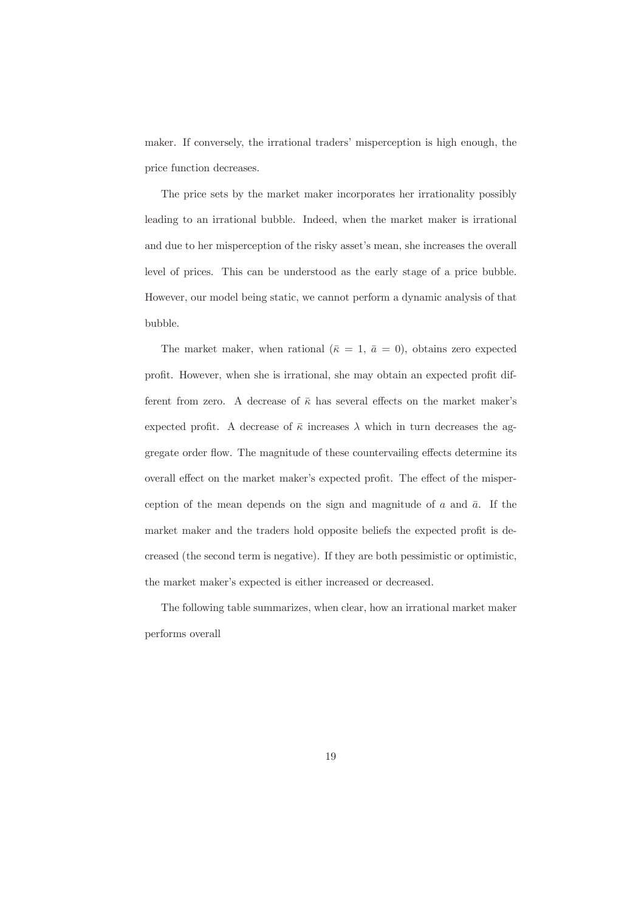maker. If conversely, the irrational traders' misperception is high enough, the price function decreases.

The price sets by the market maker incorporates her irrationality possibly leading to an irrational bubble. Indeed, when the market maker is irrational and due to her misperception of the risky asset's mean, she increases the overall level of prices. This can be understood as the early stage of a price bubble. However, our model being static, we cannot perform a dynamic analysis of that bubble.

The market maker, when rational ($\bar{\kappa} = 1$, $\bar{a} = 0$), obtains zero expected profit. However, when she is irrational, she may obtain an expected profit different from zero. A decrease of $\bar{\kappa}$ has several effects on the market maker's expected profit. A decrease of $\bar{\kappa}$ increases $\lambda$ which in turn decreases the aggregate order flow. The magnitude of these countervailing effects determine its overall effect on the market maker's expected profit. The effect of the misperception of the mean depends on the sign and magnitude of $a$ and $\bar{a}$. If the market maker and the traders hold opposite beliefs the expected profit is decreased (the second term is negative). If they are both pessimistic or optimistic, the market maker's expected is either increased or decreased.

The following table summarizes, when clear, how an irrational market maker performs overall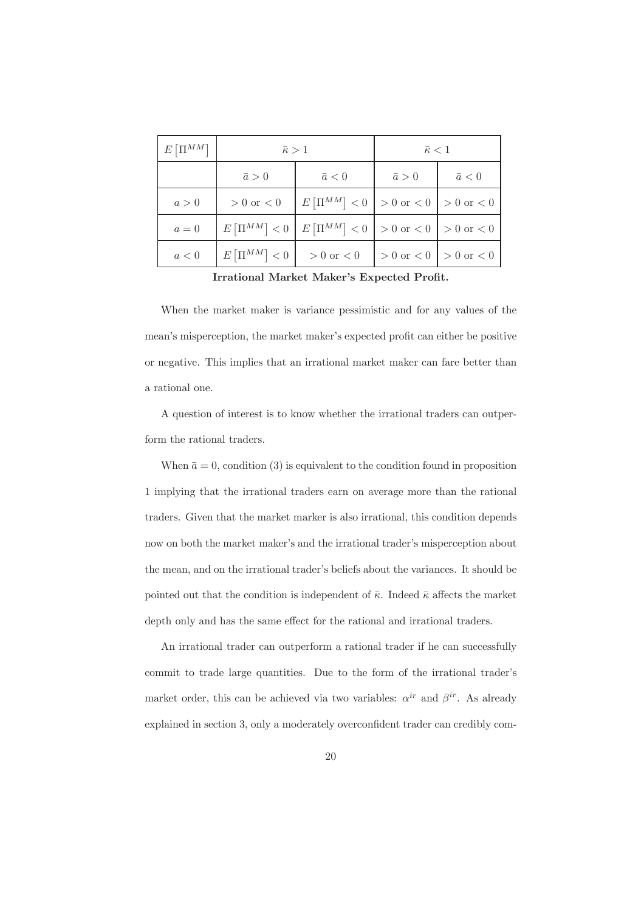| $E\left[\Pi^{MM}\right]$ | $\bar{\kappa} > 1$ | | $\bar{\kappa} < 1$ | |
|---|---|---|---|---|
| | $\bar{a} > 0$ | $\bar{a} < 0$ | $\bar{a} > 0$ | $\bar{a} < 0$ |
| $a > 0$ | $> 0$ or $< 0$ | $E\left[\Pi^{MM}\right] < 0$ | $> 0$ or $< 0$ | $> 0$ or $< 0$ |
| $a = 0$ | $E\left[\Pi^{MM}\right] < 0$ | $E\left[\Pi^{MM}\right] < 0$ | $> 0$ or $< 0$ | $> 0$ or $< 0$ |
| $a < 0$ | $E\left[\Pi^{MM}\right] < 0$ | $> 0$ or $< 0$ | $> 0$ or $< 0$ | $> 0$ or $< 0$ |

**Irrational Market Maker's Expected Profit.**

When the market maker is variance pessimistic and for any values of the mean's misperception, the market maker's expected profit can either be positive or negative. This implies that an irrational market maker can fare better than a rational one.

A question of interest is to know whether the irrational traders can outperform the rational traders.

When $\bar{a} = 0$, condition (3) is equivalent to the condition found in proposition 1 implying that the irrational traders earn on average more than the rational traders. Given that the market marker is also irrational, this condition depends now on both the market maker's and the irrational trader's misperception about the mean, and on the irrational trader's beliefs about the variances. It should be pointed out that the condition is independent of $\bar{\kappa}$. Indeed $\bar{\kappa}$ affects the market depth only and has the same effect for the rational and irrational traders.

An irrational trader can outperform a rational trader if he can successfully commit to trade large quantities. Due to the form of the irrational trader's market order, this can be achieved via two variables: $\alpha^{ir}$ and $\beta^{ir}$. As already explained in section 3, only a moderately overconfident trader can credibly com-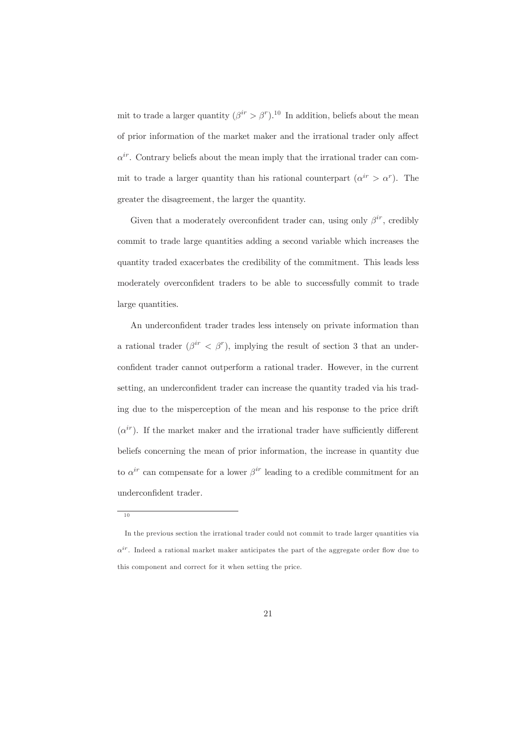mit to trade a larger quantity ($\beta^{ir} > \beta^{r}$).[10] In addition, beliefs about the mean of prior information of the market maker and the irrational trader only affect $\alpha^{ir}$. Contrary beliefs about the mean imply that the irrational trader can commit to trade a larger quantity than his rational counterpart ($\alpha^{ir} > \alpha^{r}$). The greater the disagreement, the larger the quantity.

Given that a moderately overconfident trader can, using only $\beta^{ir}$, credibly commit to trade large quantities adding a second variable which increases the quantity traded exacerbates the credibility of the commitment. This leads less moderately overconfident traders to be able to successfully commit to trade large quantities.

An underconfident trader trades less intensely on private information than a rational trader ($\beta^{ir} < \beta^{r}$), implying the result of section 3 that an underconfident trader cannot outperform a rational trader. However, in the current setting, an underconfident trader can increase the quantity traded via his trading due to the misperception of the mean and his response to the price drift ($\alpha^{ir}$). If the market maker and the irrational trader have sufficiently different beliefs concerning the mean of prior information, the increase in quantity due to $\alpha^{ir}$ can compensate for a lower $\beta^{ir}$ leading to a credible commitment for an underconfident trader.

---

[10] In the previous section the irrational trader could not commit to trade larger quantities via $\alpha^{ir}$. Indeed a rational market maker anticipates the part of the aggregate order flow due to this component and correct for it when setting the price.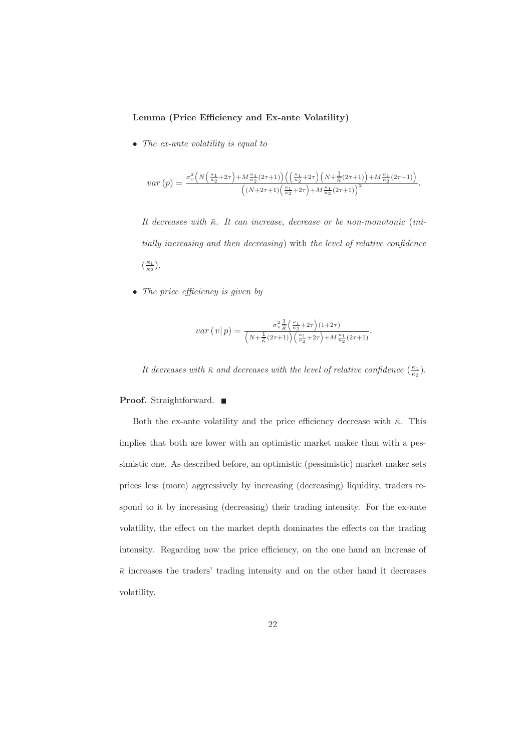**Lemma (Price Efficiency and Ex-ante Volatility)**

- *The ex-ante volatility is equal to*

$$var\left(p\right)=\frac{\sigma_{v}^{2}\left(N\left(\frac{\kappa_{1}}{\kappa_{2}}+2\tau\right)+M\frac{\kappa_{1}}{\kappa_{2}}(2\tau+1)\right)\left(\left(\frac{\kappa_{1}}{\kappa_{2}}+2\tau\right)\left(N+\frac{1}{\bar{\kappa}}(2\tau+1)\right)+M\frac{\kappa_{1}}{\kappa_{2}}(2\tau+1)\right)}{\left((N+2\tau+1)\left(\frac{\kappa_{1}}{\kappa_{2}}+2\tau\right)+M\frac{\kappa_{1}}{\kappa_{2}}(2\tau+1)\right)^{2}}.$$

  *It decreases with $\bar{\kappa}$. It can increase, decrease or be non-monotonic (initially increasing and then decreasing)* with *the level of relative confidence* $(\frac{\kappa_1}{\kappa_2})$.

- *The price efficiency is given by*

$$var\left(v|\,p\right)=\frac{\sigma_{v}^{2}\frac{1}{\bar{\kappa}}\left(\frac{\kappa_{1}}{\kappa_{2}}+2\tau\right)(1+2\tau)}{\left(N+\frac{1}{\bar{\kappa}}(2\tau+1)\right)\left(\frac{\kappa_{1}}{\kappa_{2}}+2\tau\right)+M\frac{\kappa_{1}}{\kappa_{2}}(2\tau+1)}.$$

  *It decreases with $\bar{\kappa}$ and decreases with the level of relative confidence $(\frac{\kappa_1}{\kappa_2})$.*

**Proof.** Straightforward. ■

Both the ex-ante volatility and the price efficiency decrease with $\bar{\kappa}$. This implies that both are lower with an optimistic market maker than with a pessimistic one. As described before, an optimistic (pessimistic) market maker sets prices less (more) aggressively by increasing (decreasing) liquidity, traders respond to it by increasing (decreasing) their trading intensity. For the ex-ante volatility, the effect on the market depth dominates the effects on the trading intensity. Regarding now the price efficiency, on the one hand an increase of $\bar{\kappa}$ increases the traders' trading intensity and on the other hand it decreases volatility.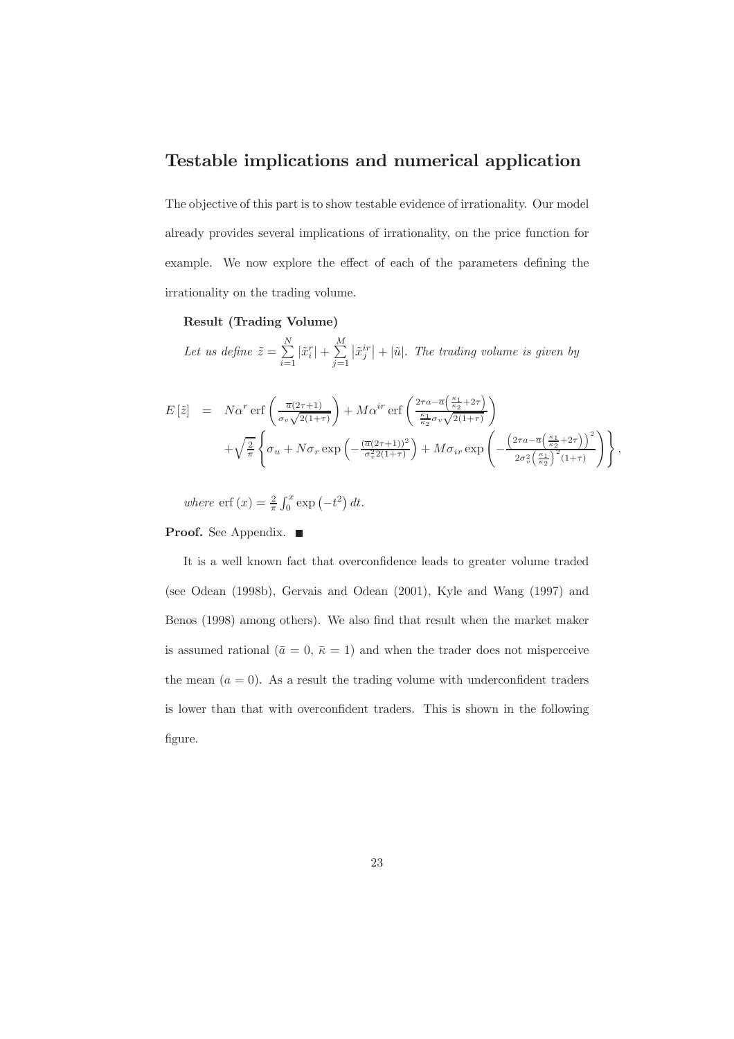## Testable implications and numerical application

The objective of this part is to show testable evidence of irrationality. Our model already provides several implications of irrationality, on the price function for example. We now explore the effect of each of the parameters defining the irrationality on the trading volume.

**Result (Trading Volume)**

*Let us define* $\tilde{z} = \sum_{i=1}^{N} |\tilde{x}_i^r| + \sum_{j=1}^{M} \left|\tilde{x}_j^{ir}\right| + |\tilde{u}|$*. The trading volume is given by*

$$
\begin{aligned}
E[\tilde{z}] \quad = \quad & N\alpha^r \operatorname{erf}\left(\frac{\overline{a}(2\tau+1)}{\sigma_v\sqrt{2(1+\tau)}}\right) + M\alpha^{ir} \operatorname{erf}\left(\frac{2\tau a - \overline{a}\left(\frac{\kappa_1}{\kappa_2}+2\tau\right)}{\frac{\kappa_1}{\kappa_2}\sigma_v\sqrt{2(1+\tau)}}\right) \\
& + \sqrt{\frac{2}{\pi}}\left\{\sigma_u + N\sigma_r \exp\left(-\frac{(\overline{a}(2\tau+1))^2}{\sigma_v^2 2(1+\tau)}\right) + M\sigma_{ir}\exp\left(-\frac{\left(2\tau a - \overline{a}\left(\frac{\kappa_1}{\kappa_2}+2\tau\right)\right)^2}{2\sigma_v^2\left(\frac{\kappa_1}{\kappa_2}\right)^2(1+\tau)}\right)\right\},
\end{aligned}
$$

*where* $\operatorname{erf}(x) = \frac{2}{\pi}\int_0^x \exp\left(-t^2\right) dt$.

**Proof.** See Appendix. ■

It is a well known fact that overconfidence leads to greater volume traded (see Odean (1998b), Gervais and Odean (2001), Kyle and Wang (1997) and Benos (1998) among others). We also find that result when the market maker is assumed rational ($\bar{a} = 0$, $\bar{\kappa} = 1$) and when the trader does not misperceive the mean ($a = 0$). As a result the trading volume with underconfident traders is lower than that with overconfident traders. This is shown in the following figure.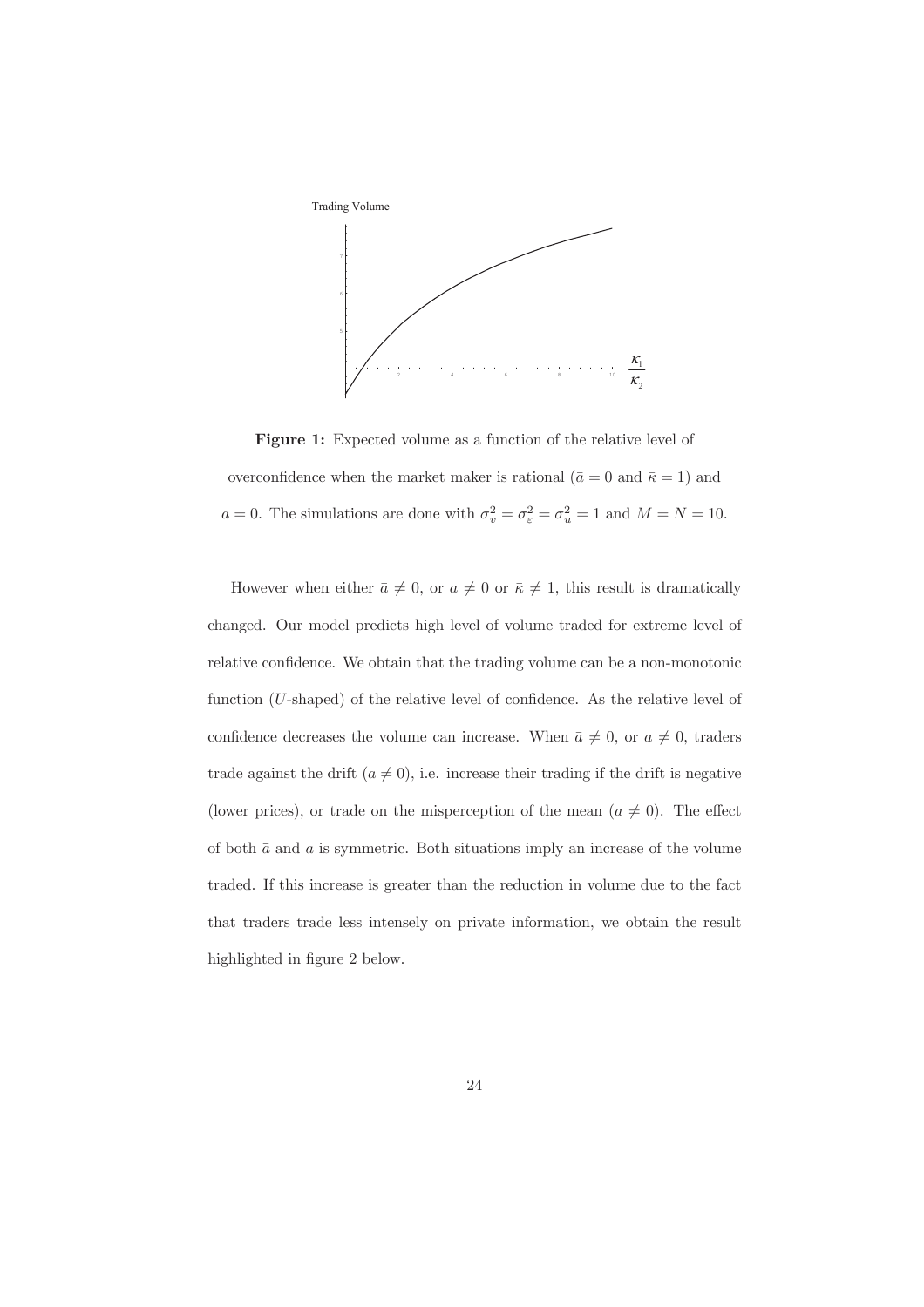**Figure 1:** Expected volume as a function of the relative level of overconfidence when the market maker is rational ($\bar{a} = 0$ and $\bar{\kappa} = 1$) and $a = 0$. The simulations are done with $\sigma_v^2 = \sigma_\varepsilon^2 = \sigma_u^2 = 1$ and $M = N = 10$.

However when either $\bar{a} \neq 0$, or $a \neq 0$ or $\bar{\kappa} \neq 1$, this result is dramatically changed. Our model predicts high level of volume traded for extreme level of relative confidence. We obtain that the trading volume can be a non-monotonic function ($U$-shaped) of the relative level of confidence. As the relative level of confidence decreases the volume can increase. When $\bar{a} \neq 0$, or $a \neq 0$, traders trade against the drift ($\bar{a} \neq 0$), i.e. increase their trading if the drift is negative (lower prices), or trade on the misperception of the mean ($a \neq 0$). The effect of both $\bar{a}$ and $a$ is symmetric. Both situations imply an increase of the volume traded. If this increase is greater than the reduction in volume due to the fact that traders trade less intensely on private information, we obtain the result highlighted in figure 2 below.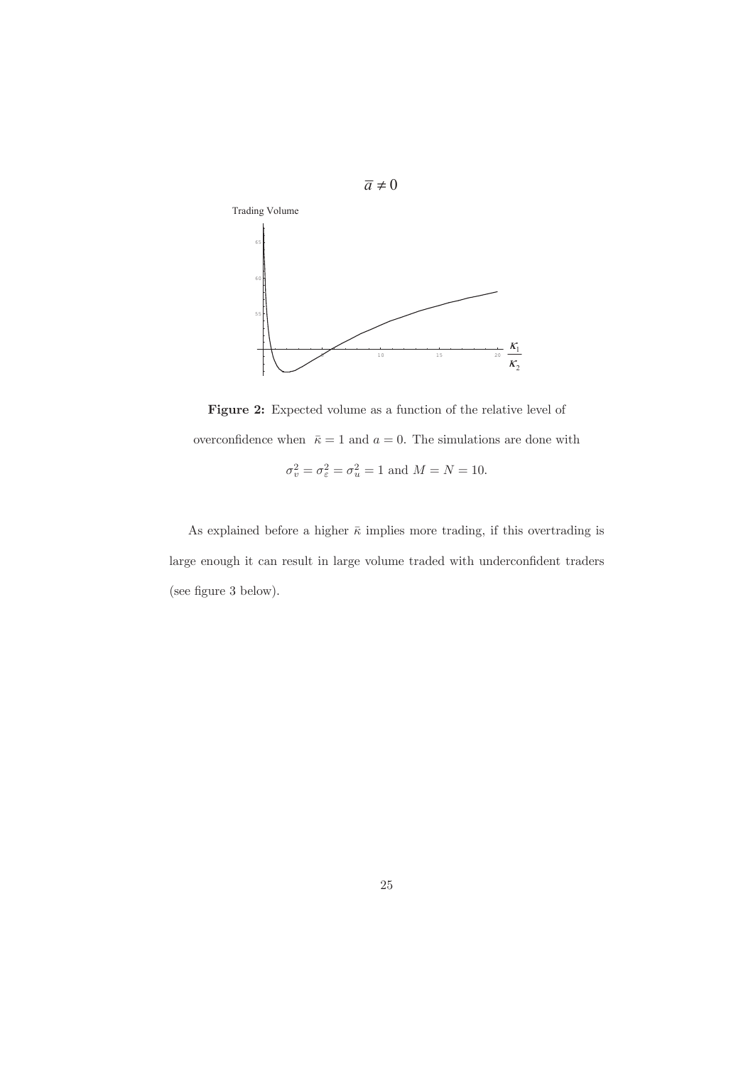$\bar{a} \neq 0$

**Figure 2:** Expected volume as a function of the relative level of overconfidence when $\bar{\kappa} = 1$ and $a = 0$. The simulations are done with $\sigma_v^2 = \sigma_\varepsilon^2 = \sigma_u^2 = 1$ and $M = N = 10$.

As explained before a higher $\bar{\kappa}$ implies more trading, if this overtrading is large enough it can result in large volume traded with underconfident traders (see figure 3 below).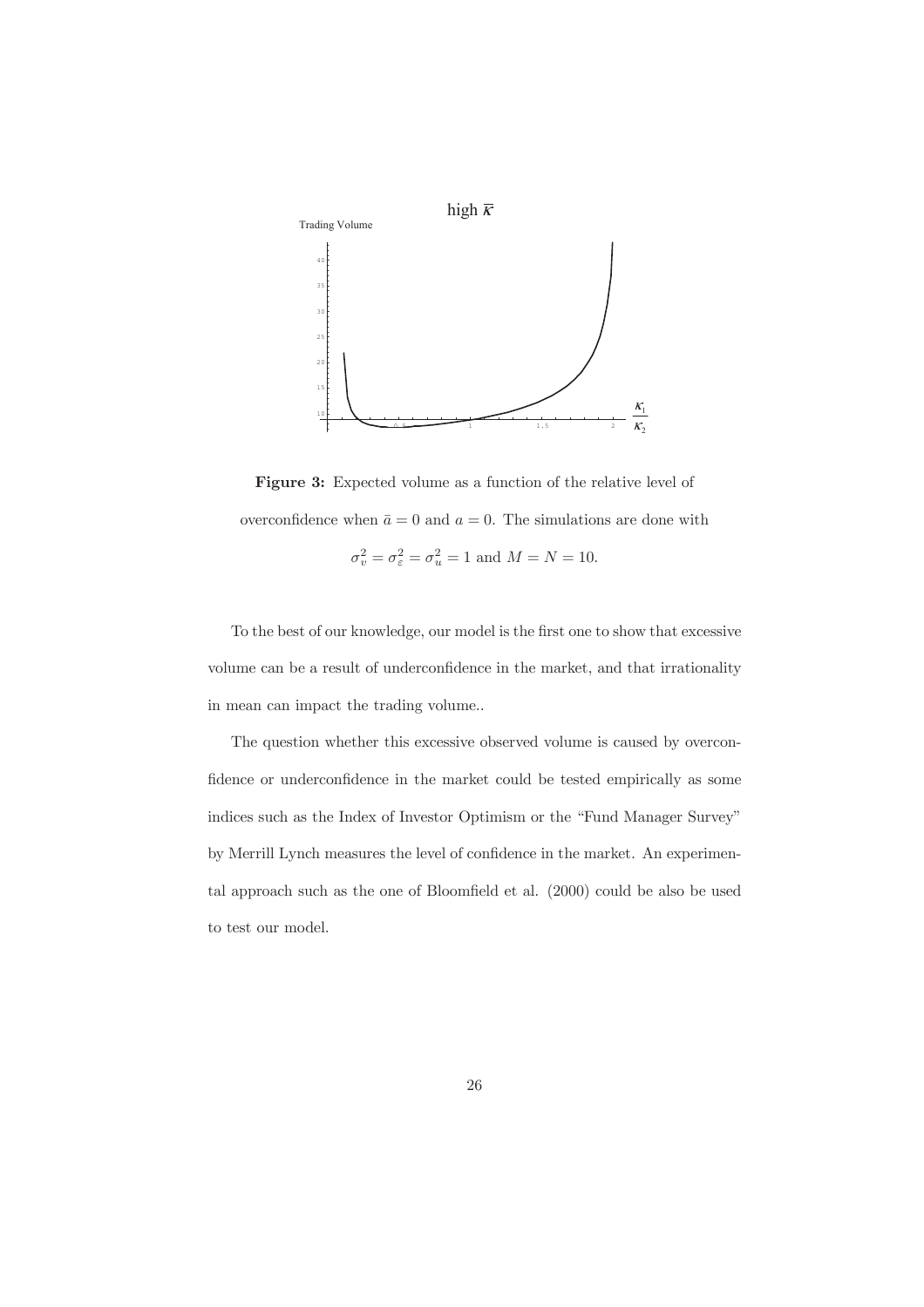**Figure 3:** Expected volume as a function of the relative level of overconfidence when $\bar{a} = 0$ and $a = 0$. The simulations are done with $\sigma_v^2 = \sigma_\varepsilon^2 = \sigma_u^2 = 1$ and $M = N = 10$.

To the best of our knowledge, our model is the first one to show that excessive volume can be a result of underconfidence in the market, and that irrationality in mean can impact the trading volume..

The question whether this excessive observed volume is caused by overconfidence or underconfidence in the market could be tested empirically as some indices such as the Index of Investor Optimism or the "Fund Manager Survey" by Merrill Lynch measures the level of confidence in the market. An experimental approach such as the one of Bloomfield et al. (2000) could be also be used to test our model.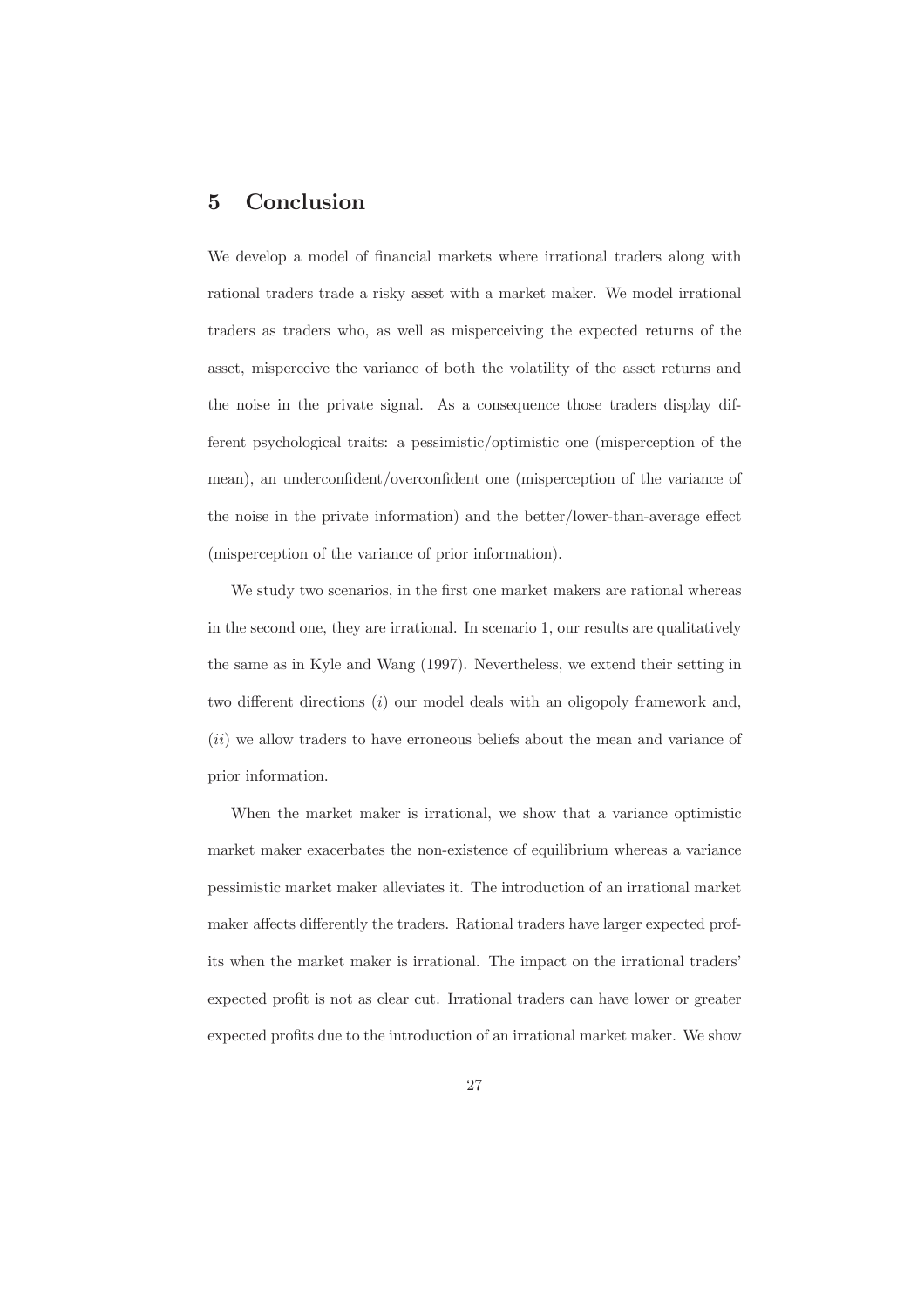## 5 Conclusion

We develop a model of financial markets where irrational traders along with rational traders trade a risky asset with a market maker. We model irrational traders as traders who, as well as misperceiving the expected returns of the asset, misperceive the variance of both the volatility of the asset returns and the noise in the private signal. As a consequence those traders display different psychological traits: a pessimistic/optimistic one (misperception of the mean), an underconfident/overconfident one (misperception of the variance of the noise in the private information) and the better/lower-than-average effect (misperception of the variance of prior information).

We study two scenarios, in the first one market makers are rational whereas in the second one, they are irrational. In scenario 1, our results are qualitatively the same as in Kyle and Wang (1997). Nevertheless, we extend their setting in two different directions $(i)$ our model deals with an oligopoly framework and, $(ii)$ we allow traders to have erroneous beliefs about the mean and variance of prior information.

When the market maker is irrational, we show that a variance optimistic market maker exacerbates the non-existence of equilibrium whereas a variance pessimistic market maker alleviates it. The introduction of an irrational market maker affects differently the traders. Rational traders have larger expected profits when the market maker is irrational. The impact on the irrational traders' expected profit is not as clear cut. Irrational traders can have lower or greater expected profits due to the introduction of an irrational market maker. We show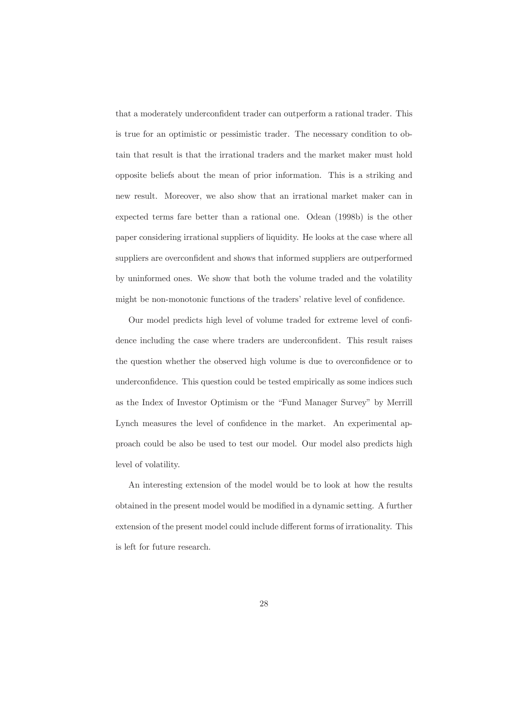that a moderately underconfident trader can outperform a rational trader. This is true for an optimistic or pessimistic trader. The necessary condition to obtain that result is that the irrational traders and the market maker must hold opposite beliefs about the mean of prior information. This is a striking and new result. Moreover, we also show that an irrational market maker can in expected terms fare better than a rational one. Odean (1998b) is the other paper considering irrational suppliers of liquidity. He looks at the case where all suppliers are overconfident and shows that informed suppliers are outperformed by uninformed ones. We show that both the volume traded and the volatility might be non-monotonic functions of the traders' relative level of confidence.

Our model predicts high level of volume traded for extreme level of confidence including the case where traders are underconfident. This result raises the question whether the observed high volume is due to overconfidence or to underconfidence. This question could be tested empirically as some indices such as the Index of Investor Optimism or the "Fund Manager Survey" by Merrill Lynch measures the level of confidence in the market. An experimental approach could be also be used to test our model. Our model also predicts high level of volatility.

An interesting extension of the model would be to look at how the results obtained in the present model would be modified in a dynamic setting. A further extension of the present model could include different forms of irrationality. This is left for future research.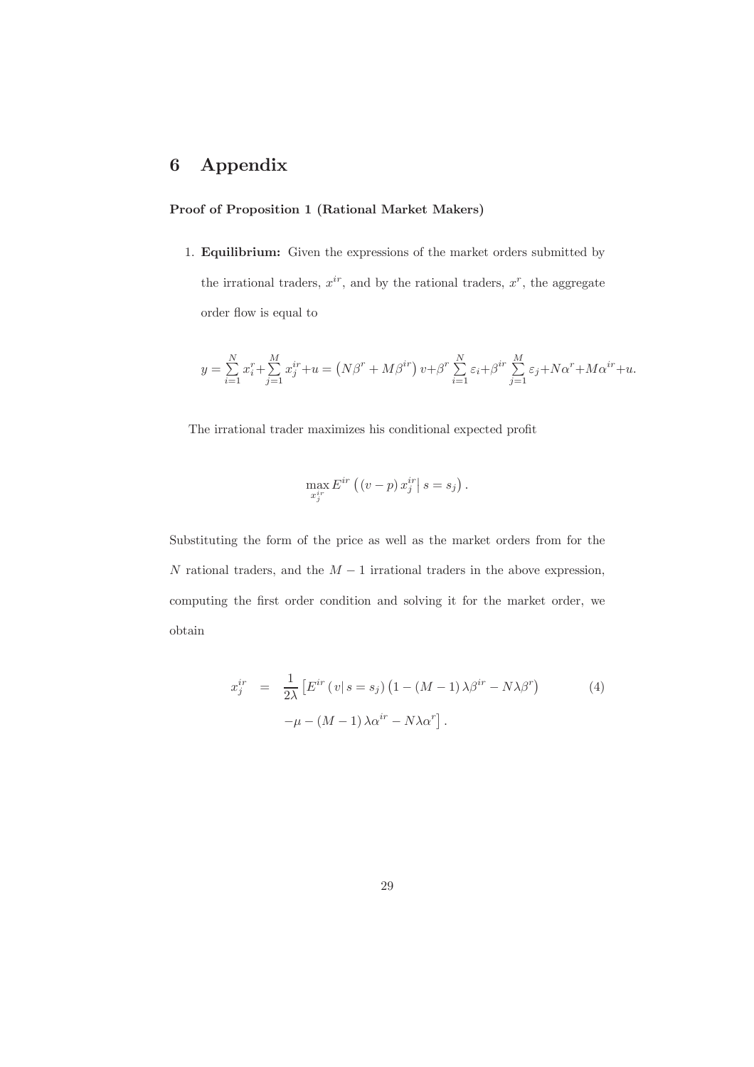# 6 Appendix

**Proof of Proposition 1 (Rational Market Makers)**

1. **Equilibrium:** Given the expressions of the market orders submitted by the irrational traders, $x^{ir}$, and by the rational traders, $x^{r}$, the aggregate order flow is equal to

$$y = \sum_{i=1}^{N} x_i^r + \sum_{j=1}^{M} x_j^{ir} + u = \left(N\beta^r + M\beta^{ir}\right) v + \beta^r \sum_{i=1}^{N} \varepsilon_i + \beta^{ir} \sum_{j=1}^{M} \varepsilon_j + N\alpha^r + M\alpha^{ir} + u.$$

The irrational trader maximizes his conditional expected profit

$$\max_{x_j^{ir}} E^{ir}\left( \left(v - p\right) x_j^{ir} \middle| \, s = s_j \right).$$

Substituting the form of the price as well as the market orders from for the $N$ rational traders, and the $M-1$ irrational traders in the above expression, computing the first order condition and solving it for the market order, we obtain

$$\begin{aligned} x_j^{ir} &= \frac{1}{2\lambda}\left[ E^{ir}\left(v \middle| \, s = s_j\right)\left(1 - (M-1)\lambda\beta^{ir} - N\lambda\beta^r\right) \right. \\ &\quad \left. - \mu - (M-1)\lambda\alpha^{ir} - N\lambda\alpha^r \right]. \end{aligned} \tag{4}$$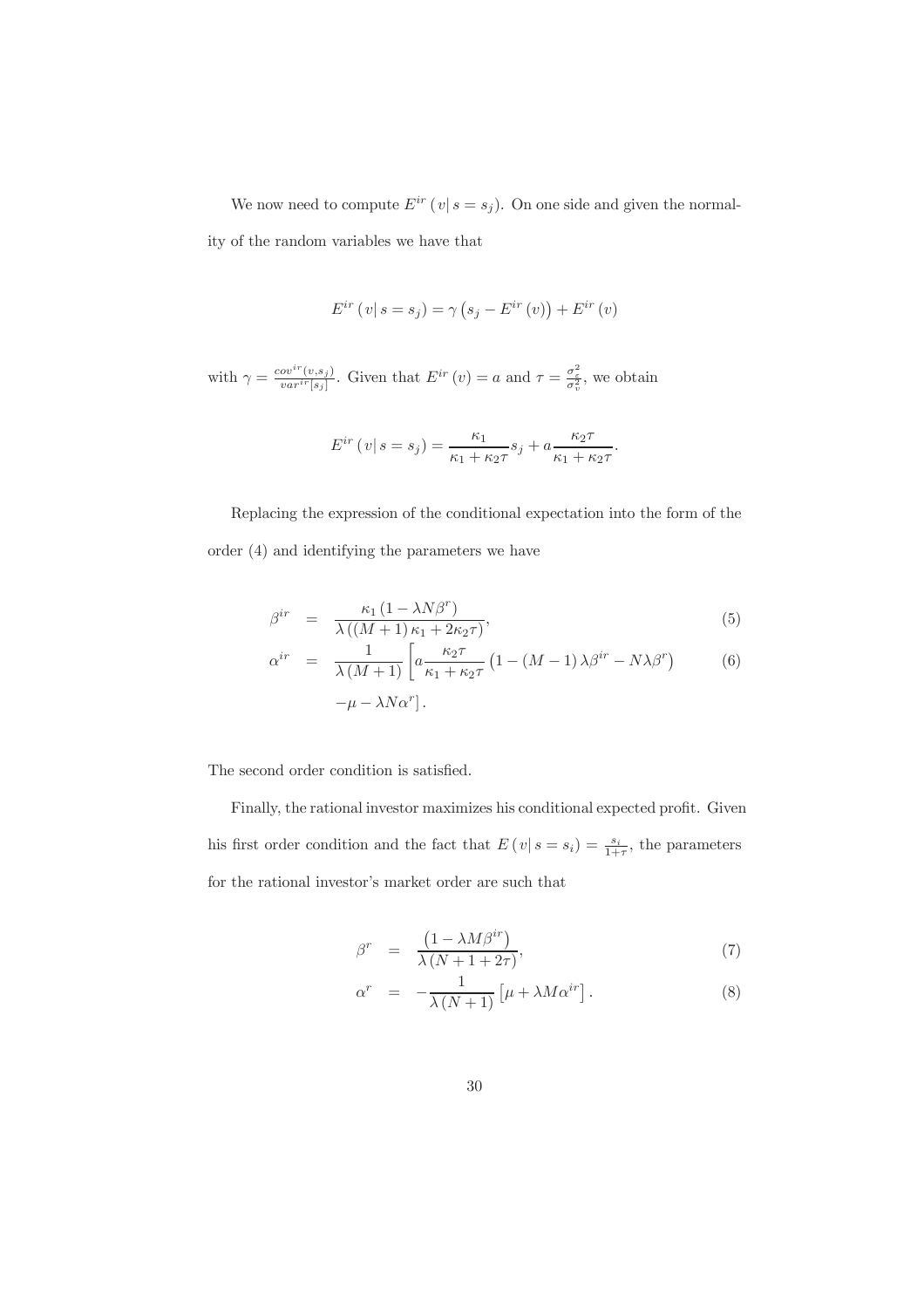We now need to compute $E^{ir}\left(v|\,s=s_j\right)$. On one side and given the normality of the random variables we have that

$$E^{ir}\left(v|\,s=s_j\right)=\gamma\left(s_j-E^{ir}\left(v\right)\right)+E^{ir}\left(v\right)$$

with $\gamma=\frac{cov^{ir}(v,s_j)}{var^{ir}[s_j]}$. Given that $E^{ir}\left(v\right)=a$ and $\tau=\frac{\sigma_\varepsilon^2}{\sigma_v^2}$, we obtain

$$E^{ir}\left(v|\,s=s_j\right)=\frac{\kappa_1}{\kappa_1+\kappa_2\tau}s_j+a\frac{\kappa_2\tau}{\kappa_1+\kappa_2\tau}.$$

Replacing the expression of the conditional expectation into the form of the order (4) and identifying the parameters we have

$$\beta^{ir}=\frac{\kappa_1\left(1-\lambda N\beta^r\right)}{\lambda\left(\left(M+1\right)\kappa_1+2\kappa_2\tau\right)}, \tag{5}$$

$$\alpha^{ir}=\frac{1}{\lambda\left(M+1\right)}\left[a\frac{\kappa_2\tau}{\kappa_1+\kappa_2\tau}\left(1-\left(M-1\right)\lambda\beta^{ir}-N\lambda\beta^r\right)-\mu-\lambda N\alpha^r\right]. \tag{6}$$

The second order condition is satisfied.

Finally, the rational investor maximizes his conditional expected profit. Given his first order condition and the fact that $E\left(v|\,s=s_i\right)=\frac{s_i}{1+\tau}$, the parameters for the rational investor's market order are such that

$$\beta^r=\frac{\left(1-\lambda M\beta^{ir}\right)}{\lambda\left(N+1+2\tau\right)}, \tag{7}$$

$$\alpha^r=-\frac{1}{\lambda\left(N+1\right)}\left[\mu+\lambda M\alpha^{ir}\right]. \tag{8}$$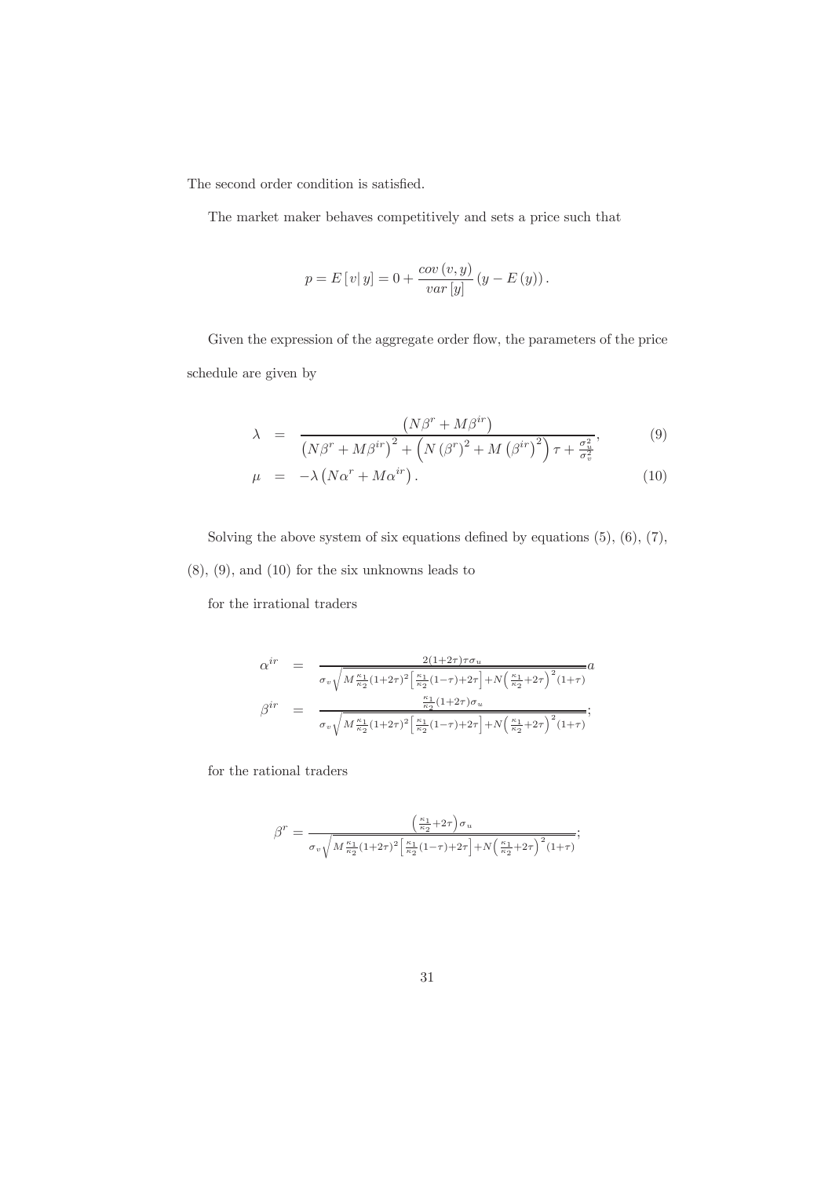The second order condition is satisfied.

The market maker behaves competitively and sets a price such that

$$p = E\left[v|\, y\right] = 0 + \frac{cov\left(v, y\right)}{var\left[y\right]}\left(y - E\left(y\right)\right).$$

Given the expression of the aggregate order flow, the parameters of the price schedule are given by

$$\lambda = \frac{\left(N\beta^{r} + M\beta^{ir}\right)}{\left(N\beta^{r} + M\beta^{ir}\right)^{2} + \left(N\left(\beta^{r}\right)^{2} + M\left(\beta^{ir}\right)^{2}\right)\tau + \frac{\sigma_{u}^{2}}{\sigma_{v}^{2}}}, \tag{9}$$

$$\mu = -\lambda\left(N\alpha^{r} + M\alpha^{ir}\right). \tag{10}$$

Solving the above system of six equations defined by equations (5), (6), (7), (8), (9), and (10) for the six unknowns leads to

for the irrational traders

$$\alpha^{ir} = \frac{2(1+2\tau)\tau\sigma_{u}}{\sigma_{v}\sqrt{M\frac{\kappa_{1}}{\kappa_{2}}(1+2\tau)^{2}\left[\frac{\kappa_{1}}{\kappa_{2}}(1-\tau)+2\tau\right]+N\left(\frac{\kappa_{1}}{\kappa_{2}}+2\tau\right)^{2}(1+\tau)}}a$$

$$\beta^{ir} = \frac{\frac{\kappa_{1}}{\kappa_{2}}(1+2\tau)\sigma_{u}}{\sigma_{v}\sqrt{M\frac{\kappa_{1}}{\kappa_{2}}(1+2\tau)^{2}\left[\frac{\kappa_{1}}{\kappa_{2}}(1-\tau)+2\tau\right]+N\left(\frac{\kappa_{1}}{\kappa_{2}}+2\tau\right)^{2}(1+\tau)}};$$

for the rational traders

$$\beta^{r} = \frac{\left(\frac{\kappa_{1}}{\kappa_{2}}+2\tau\right)\sigma_{u}}{\sigma_{v}\sqrt{M\frac{\kappa_{1}}{\kappa_{2}}(1+2\tau)^{2}\left[\frac{\kappa_{1}}{\kappa_{2}}(1-\tau)+2\tau\right]+N\left(\frac{\kappa_{1}}{\kappa_{2}}+2\tau\right)^{2}(1+\tau)}};$$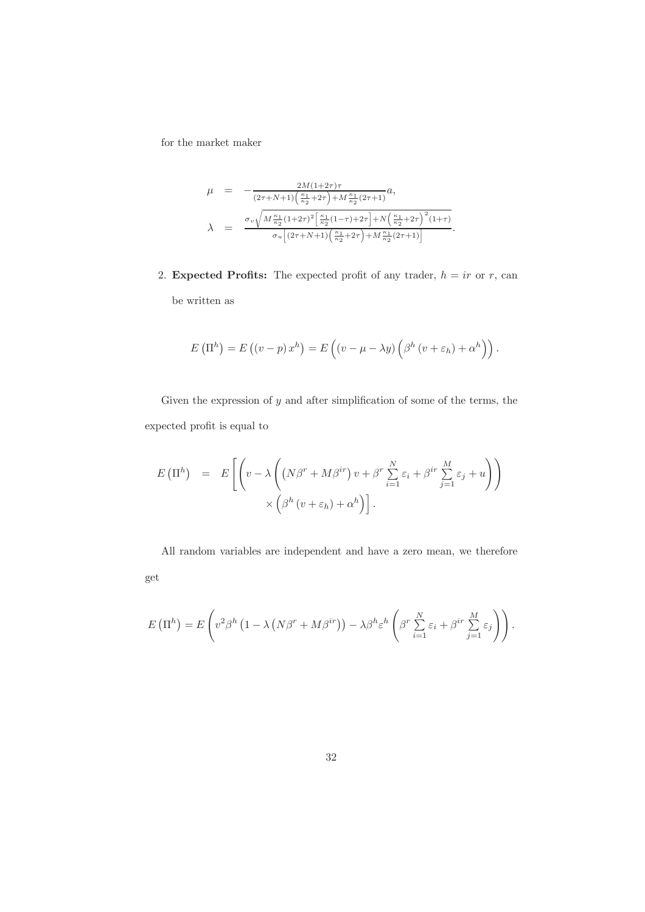for the market maker

$$
\begin{aligned}
\mu &= -\frac{2M(1+2\tau)\tau}{(2\tau+N+1)\left(\frac{\kappa_1}{\kappa_2}+2\tau\right)+M\frac{\kappa_1}{\kappa_2}(2\tau+1)}a, \\
\lambda &= \frac{\sigma_v\sqrt{M\frac{\kappa_1}{\kappa_2}(1+2\tau)^2\left[\frac{\kappa_1}{\kappa_2}(1-\tau)+2\tau\right]+N\left(\frac{\kappa_1}{\kappa_2}+2\tau\right)^2(1+\tau)}}{\sigma_u\left[(2\tau+N+1)\left(\frac{\kappa_1}{\kappa_2}+2\tau\right)+M\frac{\kappa_1}{\kappa_2}(2\tau+1)\right]}.
\end{aligned}
$$

2. **Expected Profits:** The expected profit of any trader, $h = ir$ or $r$, can be written as

$$
E\left(\Pi^h\right) = E\left((v-p)\,x^h\right) = E\left((v-\mu-\lambda y)\left(\beta^h\left(v+\varepsilon_h\right)+\alpha^h\right)\right).
$$

Given the expression of $y$ and after simplification of some of the terms, the expected profit is equal to

$$
\begin{aligned}
E\left(\Pi^h\right) &= E\left[\left(v-\lambda\left(\left(N\beta^r+M\beta^{ir}\right)v+\beta^r\sum_{i=1}^{N}\varepsilon_i+\beta^{ir}\sum_{j=1}^{M}\varepsilon_j+u\right)\right)\right. \\
&\qquad \left.\times\left(\beta^h\left(v+\varepsilon_h\right)+\alpha^h\right)\right].
\end{aligned}
$$

All random variables are independent and have a zero mean, we therefore get

$$
E\left(\Pi^h\right) = E\left(v^2\beta^h\left(1-\lambda\left(N\beta^r+M\beta^{ir}\right)\right)-\lambda\beta^h\varepsilon^h\left(\beta^r\sum_{i=1}^{N}\varepsilon_i+\beta^{ir}\sum_{j=1}^{M}\varepsilon_j\right)\right).
$$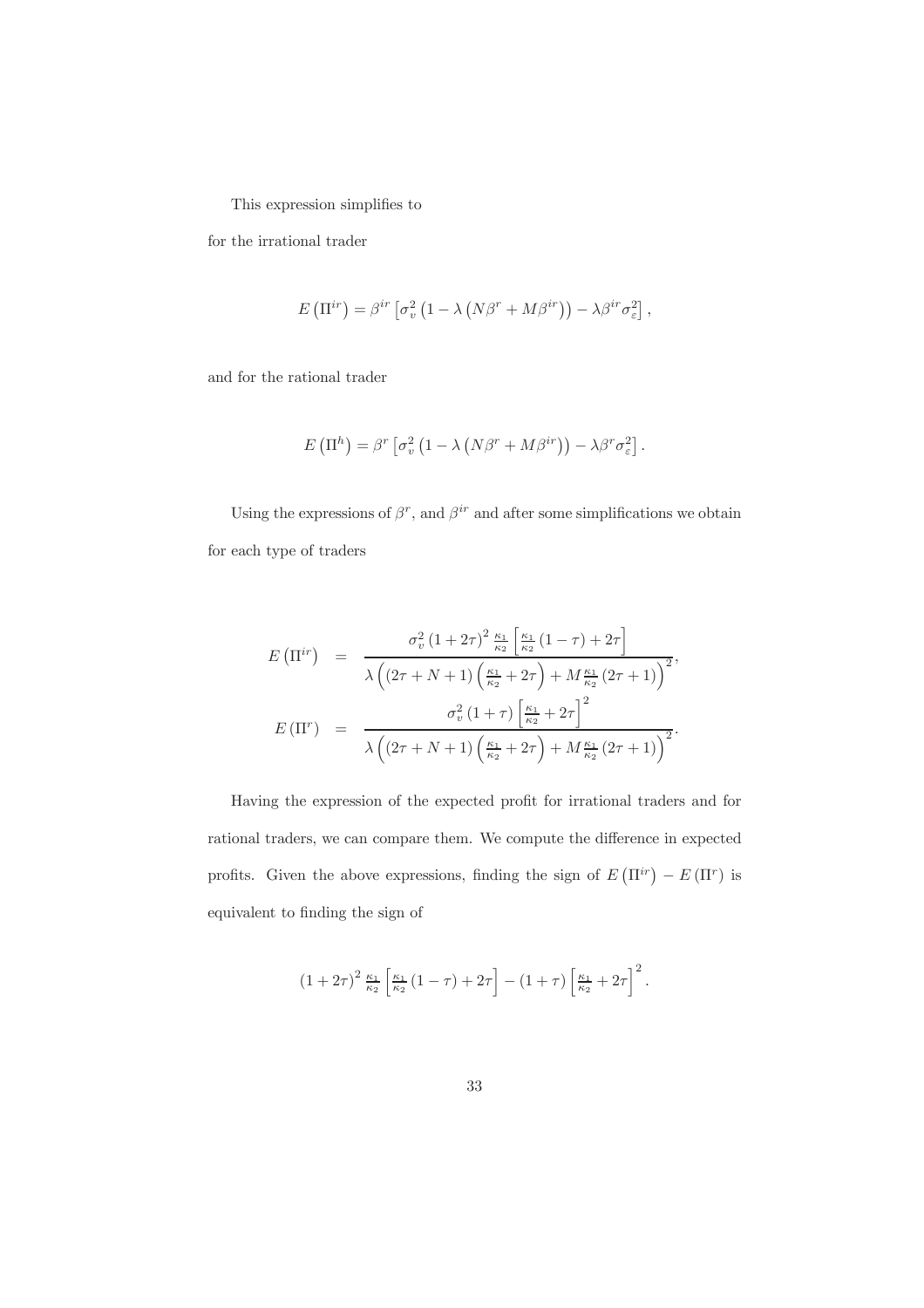This expression simplifies to

for the irrational trader

$$E\left(\Pi^{ir}\right) = \beta^{ir}\left[\sigma_v^2\left(1 - \lambda\left(N\beta^r + M\beta^{ir}\right)\right) - \lambda\beta^{ir}\sigma_\varepsilon^2\right],$$

and for the rational trader

$$E\left(\Pi^{h}\right) = \beta^{r}\left[\sigma_v^2\left(1 - \lambda\left(N\beta^r + M\beta^{ir}\right)\right) - \lambda\beta^{r}\sigma_\varepsilon^2\right].$$

Using the expressions of $\beta^r$, and $\beta^{ir}$ and after some simplifications we obtain for each type of traders

$$\begin{aligned}
E\left(\Pi^{ir}\right) &= \frac{\sigma_v^2\left(1+2\tau\right)^2 \frac{\kappa_1}{\kappa_2}\left[\frac{\kappa_1}{\kappa_2}\left(1-\tau\right)+2\tau\right]}{\lambda\left(\left(2\tau+N+1\right)\left(\frac{\kappa_1}{\kappa_2}+2\tau\right)+M\frac{\kappa_1}{\kappa_2}\left(2\tau+1\right)\right)^2}, \\
E\left(\Pi^{r}\right) &= \frac{\sigma_v^2\left(1+\tau\right)\left[\frac{\kappa_1}{\kappa_2}+2\tau\right]^2}{\lambda\left(\left(2\tau+N+1\right)\left(\frac{\kappa_1}{\kappa_2}+2\tau\right)+M\frac{\kappa_1}{\kappa_2}\left(2\tau+1\right)\right)^2}.
\end{aligned}$$

Having the expression of the expected profit for irrational traders and for rational traders, we can compare them. We compute the difference in expected profits. Given the above expressions, finding the sign of $E\left(\Pi^{ir}\right) - E\left(\Pi^{r}\right)$ is equivalent to finding the sign of

$$\left(1+2\tau\right)^2 \frac{\kappa_1}{\kappa_2}\left[\frac{\kappa_1}{\kappa_2}\left(1-\tau\right)+2\tau\right] - \left(1+\tau\right)\left[\frac{\kappa_1}{\kappa_2}+2\tau\right]^2.$$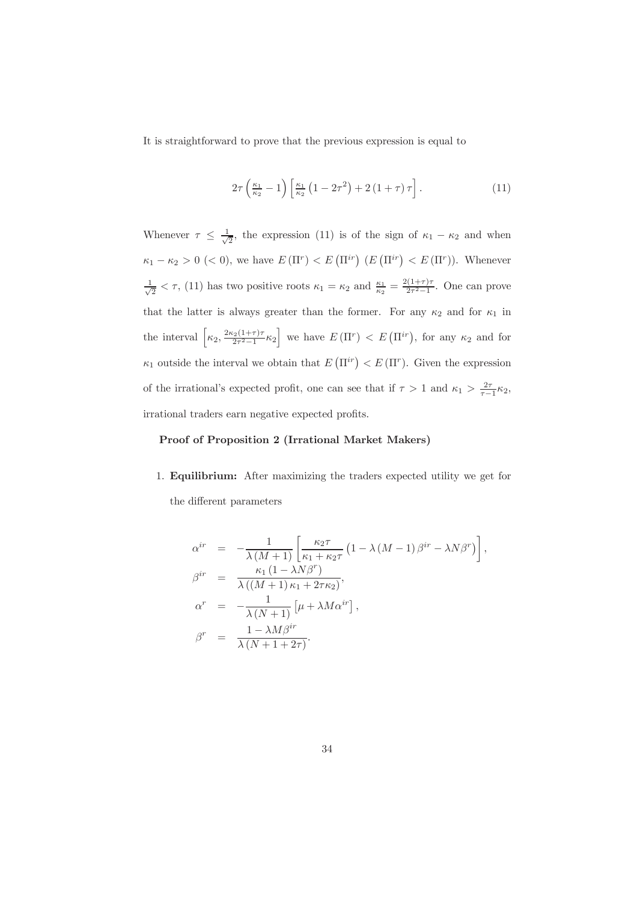It is straightforward to prove that the previous expression is equal to

$$2\tau\left(\tfrac{\kappa_1}{\kappa_2}-1\right)\left[\tfrac{\kappa_1}{\kappa_2}\left(1-2\tau^2\right)+2\left(1+\tau\right)\tau\right]. \tag{11}$$

Whenever $\tau \leq \frac{1}{\sqrt{2}}$, the expression (11) is of the sign of $\kappa_1 - \kappa_2$ and when $\kappa_1 - \kappa_2 > 0$ ($< 0$), we have $E\left(\Pi^r\right) < E\left(\Pi^{ir}\right)$ ($E\left(\Pi^{ir}\right) < E\left(\Pi^r\right)$). Whenever $\frac{1}{\sqrt{2}} < \tau$, (11) has two positive roots $\kappa_1 = \kappa_2$ and $\frac{\kappa_1}{\kappa_2} = \frac{2(1+\tau)\tau}{2\tau^2-1}$. One can prove that the latter is always greater than the former. For any $\kappa_2$ and for $\kappa_1$ in the interval $\left[\kappa_2, \frac{2\kappa_2(1+\tau)\tau}{2\tau^2-1}\kappa_2\right]$ we have $E\left(\Pi^r\right) < E\left(\Pi^{ir}\right)$, for any $\kappa_2$ and for $\kappa_1$ outside the interval we obtain that $E\left(\Pi^{ir}\right) < E\left(\Pi^r\right)$. Given the expression of the irrational's expected profit, one can see that if $\tau > 1$ and $\kappa_1 > \frac{2\tau}{\tau-1}\kappa_2$, irrational traders earn negative expected profits.

**Proof of Proposition 2 (Irrational Market Makers)**

1. **Equilibrium:** After maximizing the traders expected utility we get for the different parameters

$$\begin{aligned}
\alpha^{ir} &= -\frac{1}{\lambda\left(M+1\right)}\left[\frac{\kappa_2\tau}{\kappa_1+\kappa_2\tau}\left(1-\lambda\left(M-1\right)\beta^{ir}-\lambda N\beta^r\right)\right], \\
\beta^{ir} &= \frac{\kappa_1\left(1-\lambda N\beta^r\right)}{\lambda\left(\left(M+1\right)\kappa_1+2\tau\kappa_2\right)}, \\
\alpha^r &= -\frac{1}{\lambda\left(N+1\right)}\left[\mu+\lambda M\alpha^{ir}\right], \\
\beta^r &= \frac{1-\lambda M\beta^{ir}}{\lambda\left(N+1+2\tau\right)}.
\end{aligned}$$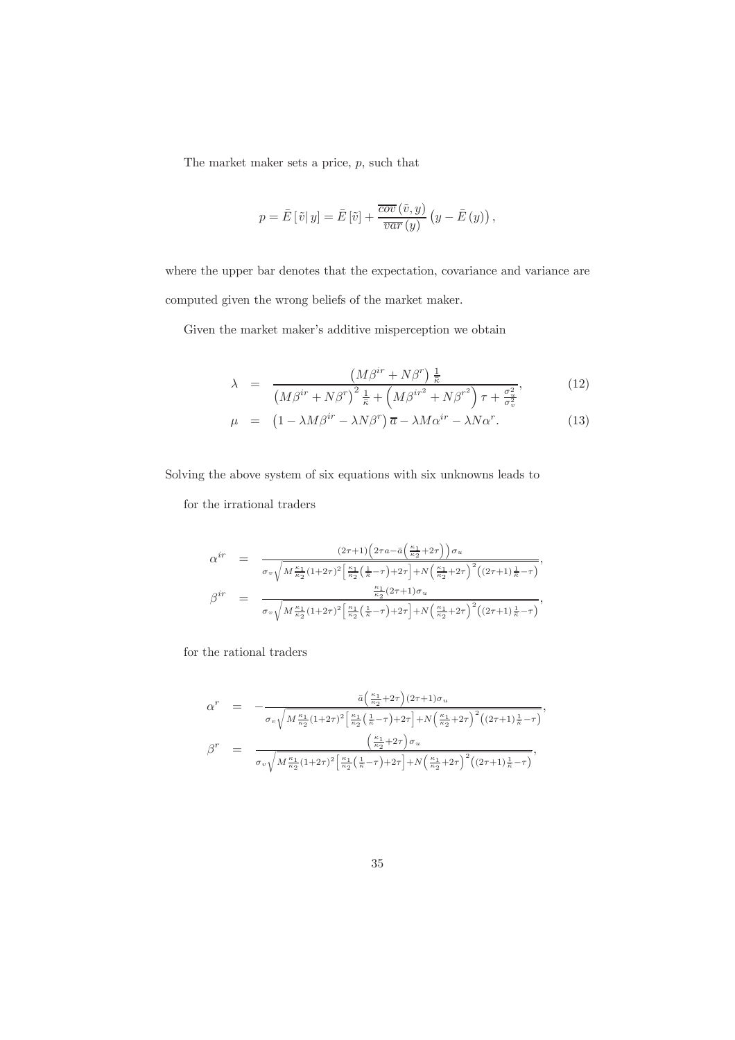The market maker sets a price, $p$, such that

$$p = \bar{E}\left[\tilde{v}\right| y] = \bar{E}\left[\tilde{v}\right] + \frac{\overline{cov}\left(\tilde{v}, y\right)}{\overline{var}\left(y\right)}\left(y - \bar{E}\left(y\right)\right),$$

where the upper bar denotes that the expectation, covariance and variance are computed given the wrong beliefs of the market maker.

Given the market maker's additive misperception we obtain

$$\lambda = \frac{\left(M\beta^{ir} + N\beta^{r}\right)\frac{1}{\kappa}}{\left(M\beta^{ir} + N\beta^{r}\right)^{2}\frac{1}{\kappa} + \left(M\beta^{ir^{2}} + N\beta^{r^{2}}\right)\tau + \frac{\sigma_{u}^{2}}{\sigma_{v}^{2}}}, \tag{12}$$

$$\mu = \left(1 - \lambda M\beta^{ir} - \lambda N\beta^{r}\right)\overline{a} - \lambda M\alpha^{ir} - \lambda N\alpha^{r}. \tag{13}$$

Solving the above system of six equations with six unknowns leads to

for the irrational traders

$$\alpha^{ir} = \frac{(2\tau+1)\left(2\tau a - \bar{a}\left(\frac{\kappa_1}{\kappa_2}+2\tau\right)\right)\sigma_u}{\sigma_v\sqrt{M\frac{\kappa_1}{\kappa_2}(1+2\tau)^2\left[\frac{\kappa_1}{\kappa_2}\left(\frac{1}{\kappa}-\tau\right)+2\tau\right]+N\left(\frac{\kappa_1}{\kappa_2}+2\tau\right)^2\left((2\tau+1)\frac{1}{\kappa}-\tau\right)}},$$

$$\beta^{ir} = \frac{\frac{\kappa_1}{\kappa_2}(2\tau+1)\sigma_u}{\sigma_v\sqrt{M\frac{\kappa_1}{\kappa_2}(1+2\tau)^2\left[\frac{\kappa_1}{\kappa_2}\left(\frac{1}{\kappa}-\tau\right)+2\tau\right]+N\left(\frac{\kappa_1}{\kappa_2}+2\tau\right)^2\left((2\tau+1)\frac{1}{\kappa}-\tau\right)}},$$

for the rational traders

$$\alpha^{r} = -\frac{\bar{a}\left(\frac{\kappa_1}{\kappa_2}+2\tau\right)(2\tau+1)\sigma_u}{\sigma_v\sqrt{M\frac{\kappa_1}{\kappa_2}(1+2\tau)^2\left[\frac{\kappa_1}{\kappa_2}\left(\frac{1}{\kappa}-\tau\right)+2\tau\right]+N\left(\frac{\kappa_1}{\kappa_2}+2\tau\right)^2\left((2\tau+1)\frac{1}{\kappa}-\tau\right)}},$$

$$\beta^{r} = \frac{\left(\frac{\kappa_1}{\kappa_2}+2\tau\right)\sigma_u}{\sigma_v\sqrt{M\frac{\kappa_1}{\kappa_2}(1+2\tau)^2\left[\frac{\kappa_1}{\kappa_2}\left(\frac{1}{\kappa}-\tau\right)+2\tau\right]+N\left(\frac{\kappa_1}{\kappa_2}+2\tau\right)^2\left((2\tau+1)\frac{1}{\kappa}-\tau\right)}},$$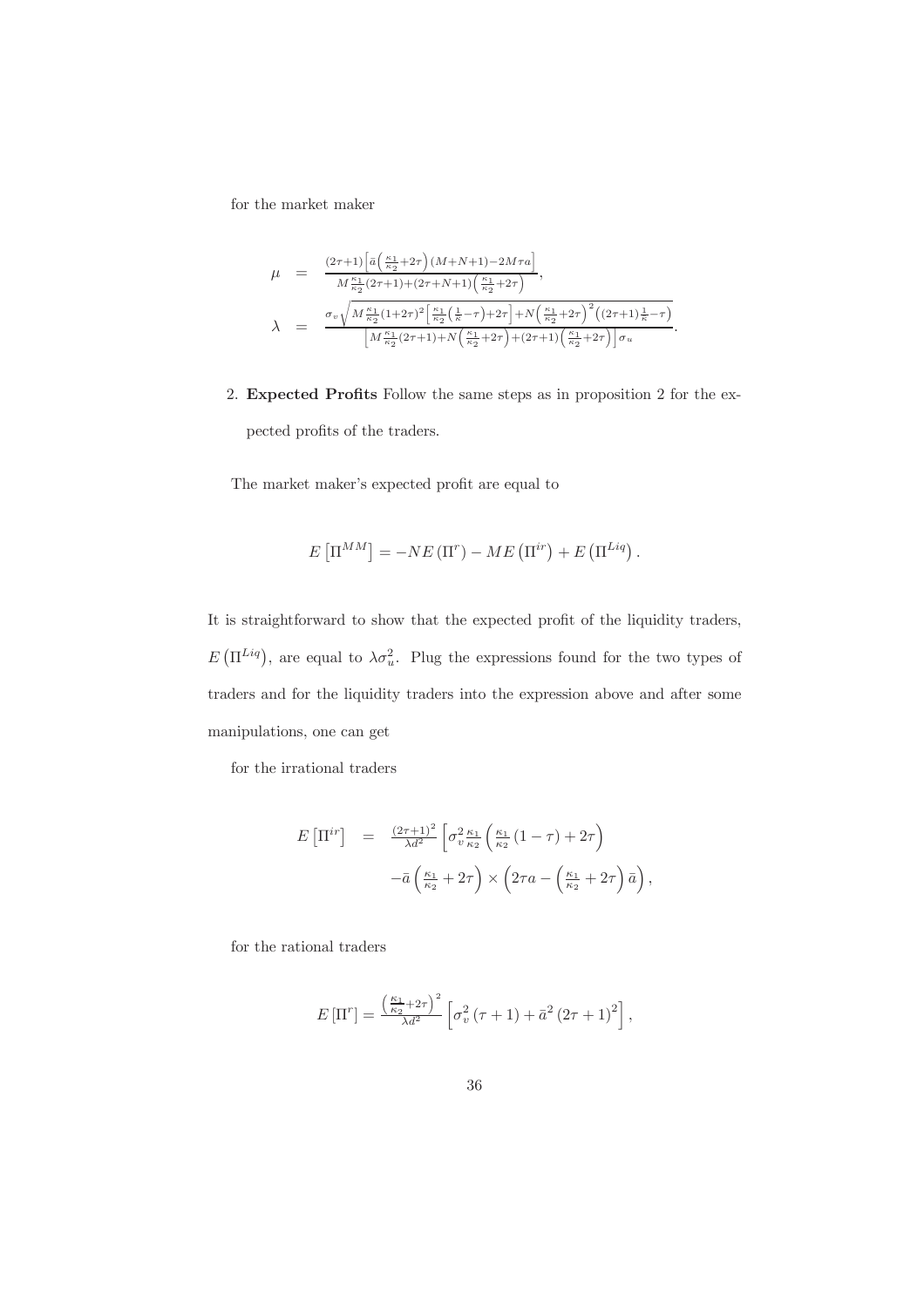for the market maker

$$
\begin{aligned}
\mu &= \frac{(2\tau+1)\left[\bar{a}\left(\frac{\kappa_1}{\kappa_2}+2\tau\right)(M+N+1)-2M\tau a\right]}{M\frac{\kappa_1}{\kappa_2}(2\tau+1)+(2\tau+N+1)\left(\frac{\kappa_1}{\kappa_2}+2\tau\right)}, \\
\lambda &= \frac{\sigma_v\sqrt{M\frac{\kappa_1}{\kappa_2}(1+2\tau)^2\left[\frac{\kappa_1}{\kappa_2}\left(\frac{1}{\kappa}-\tau\right)+2\tau\right]+N\left(\frac{\kappa_1}{\kappa_2}+2\tau\right)^2\left((2\tau+1)\frac{1}{\kappa}-\tau\right)}}{\left[M\frac{\kappa_1}{\kappa_2}(2\tau+1)+N\left(\frac{\kappa_1}{\kappa_2}+2\tau\right)+(2\tau+1)\left(\frac{\kappa_1}{\kappa_2}+2\tau\right)\right]\sigma_u}.
\end{aligned}
$$

2. **Expected Profits** Follow the same steps as in proposition 2 for the expected profits of the traders.

The market maker's expected profit are equal to

$$
E\left[\Pi^{MM}\right] = -NE\left(\Pi^{r}\right) - ME\left(\Pi^{ir}\right) + E\left(\Pi^{Liq}\right).
$$

It is straightforward to show that the expected profit of the liquidity traders, $E\left(\Pi^{Liq}\right)$, are equal to $\lambda\sigma_u^2$. Plug the expressions found for the two types of traders and for the liquidity traders into the expression above and after some manipulations, one can get

for the irrational traders

$$
\begin{aligned}
E\left[\Pi^{ir}\right] &= \frac{(2\tau+1)^2}{\lambda d^2}\left[\sigma_v^2\frac{\kappa_1}{\kappa_2}\left(\frac{\kappa_1}{\kappa_2}(1-\tau)+2\tau\right)\right. \\
&\quad \left.-\bar{a}\left(\frac{\kappa_1}{\kappa_2}+2\tau\right)\times\left(2\tau a-\left(\frac{\kappa_1}{\kappa_2}+2\tau\right)\bar{a}\right)\right.,
\end{aligned}
$$

for the rational traders

$$
E\left[\Pi^{r}\right] = \frac{\left(\frac{\kappa_1}{\kappa_2}+2\tau\right)^2}{\lambda d^2}\left[\sigma_v^2(\tau+1)+\bar{a}^2(2\tau+1)^2\right],
$$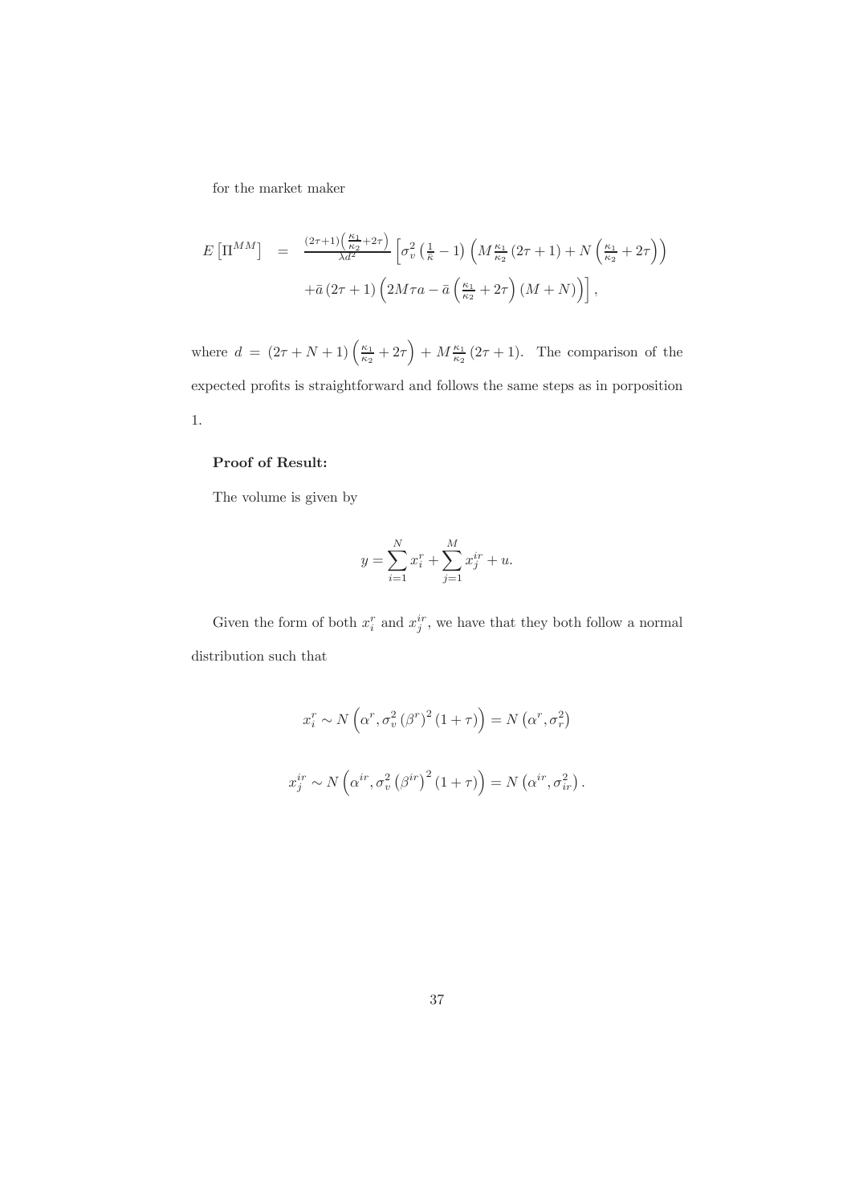for the market maker

$$
\begin{aligned}
E\left[\Pi^{MM}\right] &= \frac{(2\tau+1)\left(\frac{\kappa_1}{\kappa_2}+2\tau\right)}{\lambda d^2}\left[\sigma_v^2\left(\frac{1}{\kappa}-1\right)\left(M\frac{\kappa_1}{\kappa_2}(2\tau+1)+N\left(\frac{\kappa_1}{\kappa_2}+2\tau\right)\right)\right. \\
&\quad \left. +\bar{a}\,(2\tau+1)\left(2M\tau a-\bar{a}\left(\frac{\kappa_1}{\kappa_2}+2\tau\right)(M+N)\right)\right],
\end{aligned}
$$

where $d = (2\tau+N+1)\left(\frac{\kappa_1}{\kappa_2}+2\tau\right) + M\frac{\kappa_1}{\kappa_2}(2\tau+1)$. The comparison of the expected profits is straightforward and follows the same steps as in porposition 1.

**Proof of Result:**

The volume is given by

$$
y = \sum_{i=1}^{N} x_i^r + \sum_{j=1}^{M} x_j^{ir} + u.
$$

Given the form of both $x_i^r$ and $x_j^{ir}$, we have that they both follow a normal distribution such that

$$
x_i^r \sim N\left(\alpha^r, \sigma_v^2\left(\beta^r\right)^2(1+\tau)\right) = N\left(\alpha^r, \sigma_r^2\right)
$$

$$
x_j^{ir} \sim N\left(\alpha^{ir}, \sigma_v^2\left(\beta^{ir}\right)^2(1+\tau)\right) = N\left(\alpha^{ir}, \sigma_{ir}^2\right).
$$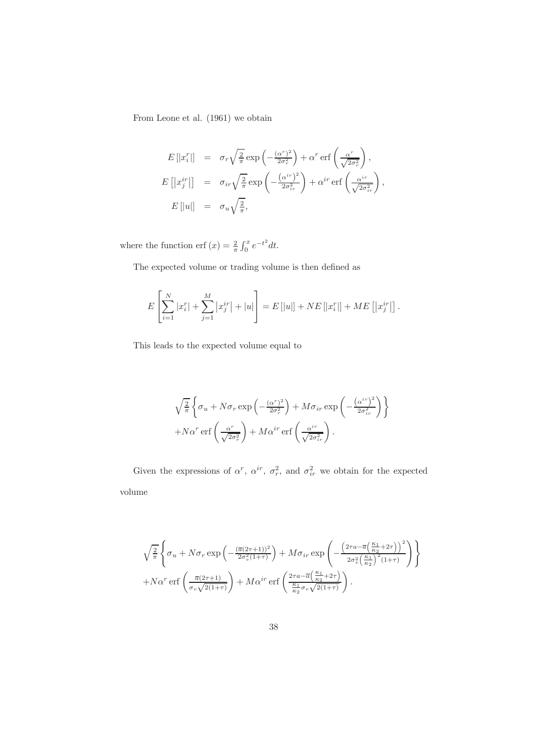From Leone et al. (1961) we obtain

$$
\begin{aligned}
E\left[|x_i^r|\right] &= \sigma_r \sqrt{\tfrac{2}{\pi}} \exp\left(-\tfrac{(\alpha^r)^2}{2\sigma_r^2}\right) + \alpha^r \operatorname{erf}\left(\tfrac{\alpha^r}{\sqrt{2\sigma_r^2}}\right), \\
E\left[\left|x_j^{ir}\right|\right] &= \sigma_{ir} \sqrt{\tfrac{2}{\pi}} \exp\left(-\tfrac{\left(\alpha^{ir}\right)^2}{2\sigma_{ir}^2}\right) + \alpha^{ir} \operatorname{erf}\left(\tfrac{\alpha^{ir}}{\sqrt{2\sigma_{ir}^2}}\right), \\
E\left[|u|\right] &= \sigma_u \sqrt{\tfrac{2}{\pi}},
\end{aligned}
$$

where the function $\operatorname{erf}(x) = \frac{2}{\pi} \int_0^x e^{-t^2} dt$.

The expected volume or trading volume is then defined as

$$
E\left[\sum_{i=1}^{N} |x_i^r| + \sum_{j=1}^{M} \left|x_j^{ir}\right| + |u|\right] = E\left[|u|\right] + NE\left[|x_i^r|\right] + ME\left[\left|x_j^{ir}\right|\right].
$$

This leads to the expected volume equal to

$$
\begin{aligned}
&\sqrt{\tfrac{2}{\pi}} \left\{ \sigma_u + N\sigma_r \exp\left(-\tfrac{(\alpha^r)^2}{2\sigma_r^2}\right) + M\sigma_{ir} \exp\left(-\tfrac{\left(\alpha^{ir}\right)^2}{2\sigma_{ir}^2}\right) \right\} \\
&+ N\alpha^r \operatorname{erf}\left(\tfrac{\alpha^r}{\sqrt{2\sigma_r^2}}\right) + M\alpha^{ir} \operatorname{erf}\left(\tfrac{\alpha^{ir}}{\sqrt{2\sigma_{ir}^2}}\right).
\end{aligned}
$$

Given the expressions of $\alpha^r$, $\alpha^{ir}$, $\sigma_r^2$, and $\sigma_{ir}^2$ we obtain for the expected volume

$$
\begin{aligned}
&\sqrt{\tfrac{2}{\pi}} \left\{ \sigma_u + N\sigma_r \exp\left(-\tfrac{(\overline{a}(2\tau+1))^2}{2\sigma_v^2(1+\tau)}\right) + M\sigma_{ir} \exp\left(-\tfrac{\left(2\tau a - \overline{a}\left(\frac{\kappa_1}{\kappa_2} + 2\tau\right)\right)^2}{2\sigma_v^2\left(\frac{\kappa_1}{\kappa_2}\right)^2(1+\tau)}\right) \right\} \\
&+ N\alpha^r \operatorname{erf}\left(\tfrac{\overline{a}(2\tau+1)}{\sigma_v\sqrt{2(1+\tau)}}\right) + M\alpha^{ir} \operatorname{erf}\left(\tfrac{2\tau a - \overline{a}\left(\frac{\kappa_1}{\kappa_2} + 2\tau\right)}{\frac{\kappa_1}{\kappa_2}\sigma_v\sqrt{2(1+\tau)}}\right).
\end{aligned}
$$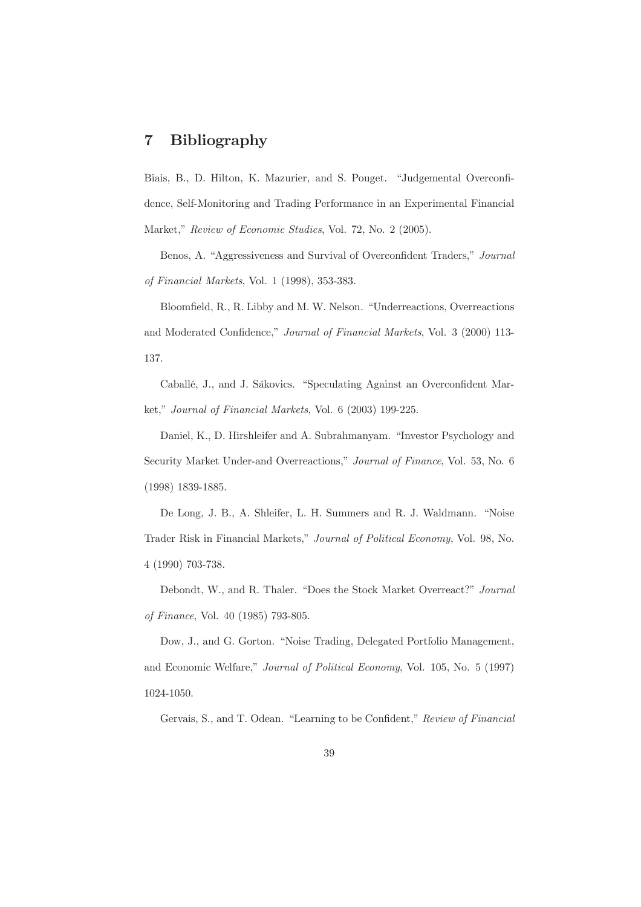# 7 Bibliography

Biais, B., D. Hilton, K. Mazurier, and S. Pouget. "Judgemental Overconfidence, Self-Monitoring and Trading Performance in an Experimental Financial Market," *Review of Economic Studies*, Vol. 72, No. 2 (2005).

Benos, A. "Aggressiveness and Survival of Overconfident Traders," *Journal of Financial Markets*, Vol. 1 (1998), 353-383.

Bloomfield, R., R. Libby and M. W. Nelson. "Underreactions, Overreactions and Moderated Confidence," *Journal of Financial Markets*, Vol. 3 (2000) 113-137.

Caballé, J., and J. Sákovics. "Speculating Against an Overconfident Market," *Journal of Financial Markets*, Vol. 6 (2003) 199-225.

Daniel, K., D. Hirshleifer and A. Subrahmanyam. "Investor Psychology and Security Market Under-and Overreactions," *Journal of Finance*, Vol. 53, No. 6 (1998) 1839-1885.

De Long, J. B., A. Shleifer, L. H. Summers and R. J. Waldmann. "Noise Trader Risk in Financial Markets," *Journal of Political Economy*, Vol. 98, No. 4 (1990) 703-738.

Debondt, W., and R. Thaler. "Does the Stock Market Overreact?" *Journal of Finance*, Vol. 40 (1985) 793-805.

Dow, J., and G. Gorton. "Noise Trading, Delegated Portfolio Management, and Economic Welfare," *Journal of Political Economy*, Vol. 105, No. 5 (1997) 1024-1050.

Gervais, S., and T. Odean. "Learning to be Confident," *Review of Financial*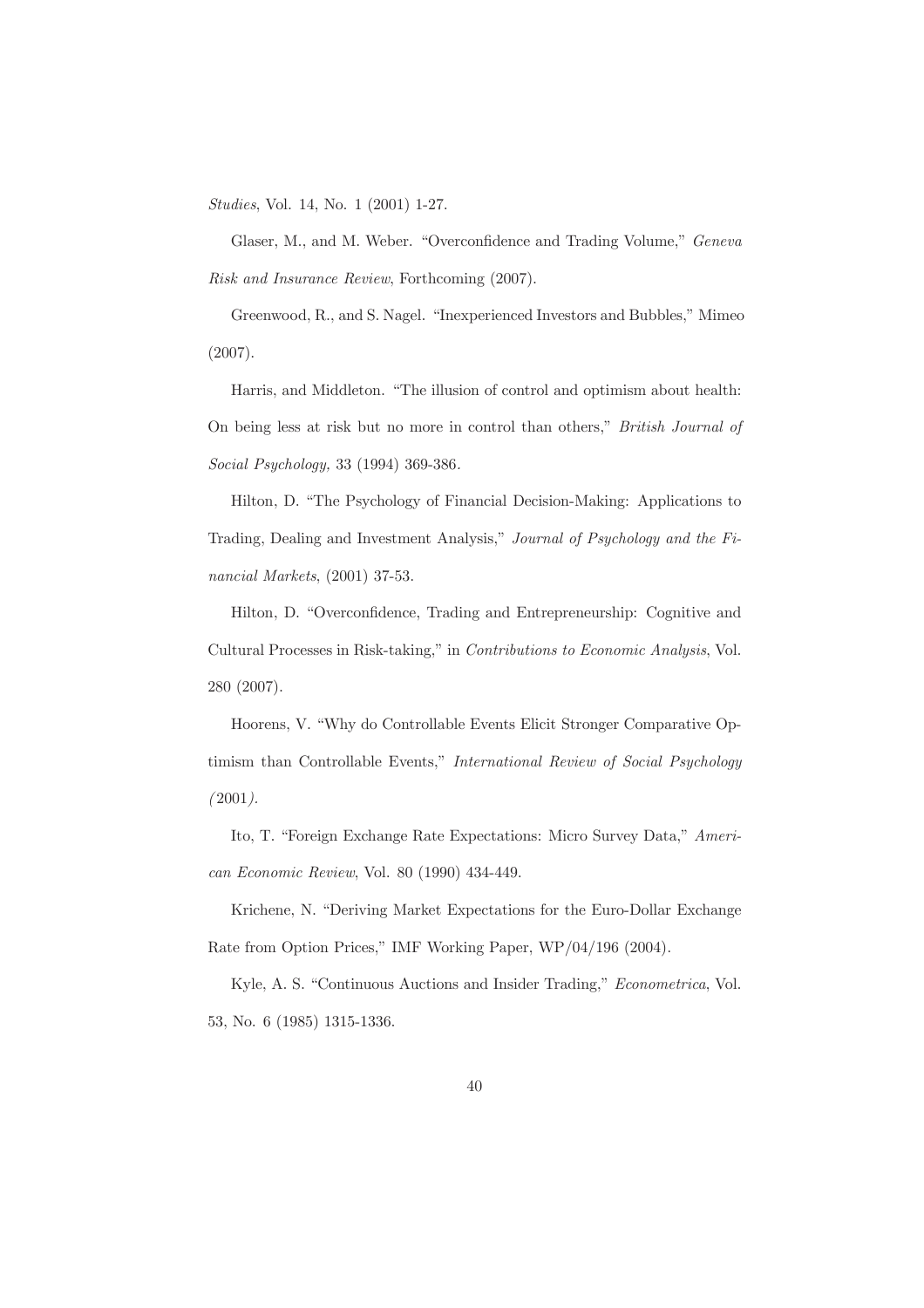*Studies*, Vol. 14, No. 1 (2001) 1-27.

Glaser, M., and M. Weber. "Overconfidence and Trading Volume," *Geneva Risk and Insurance Review*, Forthcoming (2007).

Greenwood, R., and S. Nagel. "Inexperienced Investors and Bubbles," Mimeo (2007).

Harris, and Middleton. "The illusion of control and optimism about health: On being less at risk but no more in control than others," *British Journal of Social Psychology,* 33 (1994) 369-386.

Hilton, D. "The Psychology of Financial Decision-Making: Applications to Trading, Dealing and Investment Analysis," *Journal of Psychology and the Financial Markets*, (2001) 37-53.

Hilton, D. "Overconfidence, Trading and Entrepreneurship: Cognitive and Cultural Processes in Risk-taking," in *Contributions to Economic Analysis*, Vol. 280 (2007).

Hoorens, V. "Why do Controllable Events Elicit Stronger Comparative Optimism than Controllable Events," *International Review of Social Psychology (*2001*).*

Ito, T. "Foreign Exchange Rate Expectations: Micro Survey Data," *American Economic Review*, Vol. 80 (1990) 434-449.

Krichene, N. "Deriving Market Expectations for the Euro-Dollar Exchange Rate from Option Prices," IMF Working Paper, WP/04/196 (2004).

Kyle, A. S. "Continuous Auctions and Insider Trading," *Econometrica*, Vol. 53, No. 6 (1985) 1315-1336.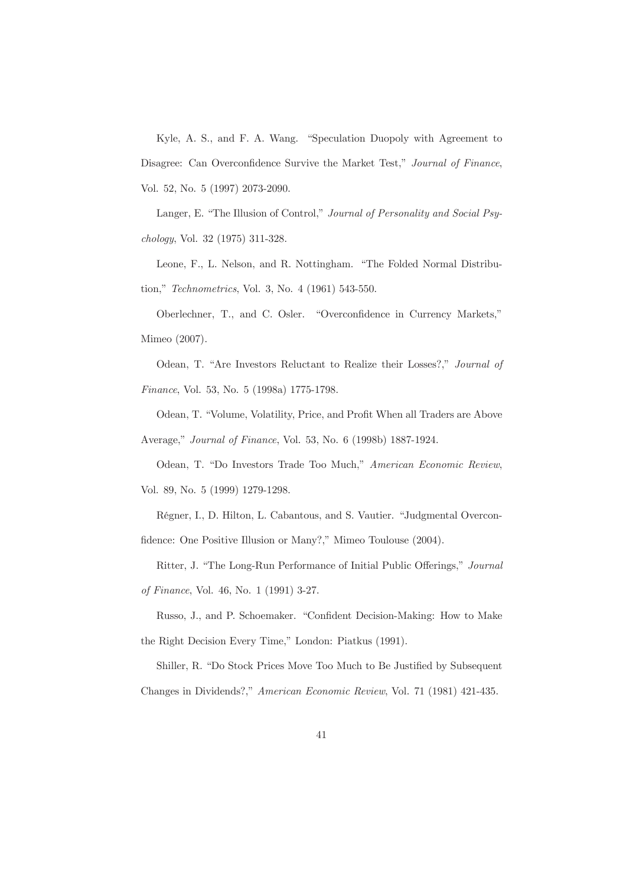Kyle, A. S., and F. A. Wang. "Speculation Duopoly with Agreement to Disagree: Can Overconfidence Survive the Market Test," *Journal of Finance*, Vol. 52, No. 5 (1997) 2073-2090.

Langer, E. "The Illusion of Control," *Journal of Personality and Social Psychology*, Vol. 32 (1975) 311-328.

Leone, F., L. Nelson, and R. Nottingham. "The Folded Normal Distribution," *Technometrics*, Vol. 3, No. 4 (1961) 543-550.

Oberlechner, T., and C. Osler. "Overconfidence in Currency Markets," Mimeo (2007).

Odean, T. "Are Investors Reluctant to Realize their Losses?," *Journal of Finance*, Vol. 53, No. 5 (1998a) 1775-1798.

Odean, T. "Volume, Volatility, Price, and Profit When all Traders are Above Average," *Journal of Finance*, Vol. 53, No. 6 (1998b) 1887-1924.

Odean, T. "Do Investors Trade Too Much," *American Economic Review*, Vol. 89, No. 5 (1999) 1279-1298.

Régner, I., D. Hilton, L. Cabantous, and S. Vautier. "Judgmental Overconfidence: One Positive Illusion or Many?," Mimeo Toulouse (2004).

Ritter, J. "The Long-Run Performance of Initial Public Offerings," *Journal of Finance*, Vol. 46, No. 1 (1991) 3-27.

Russo, J., and P. Schoemaker. "Confident Decision-Making: How to Make the Right Decision Every Time," London: Piatkus (1991).

Shiller, R. "Do Stock Prices Move Too Much to Be Justified by Subsequent Changes in Dividends?," *American Economic Review*, Vol. 71 (1981) 421-435.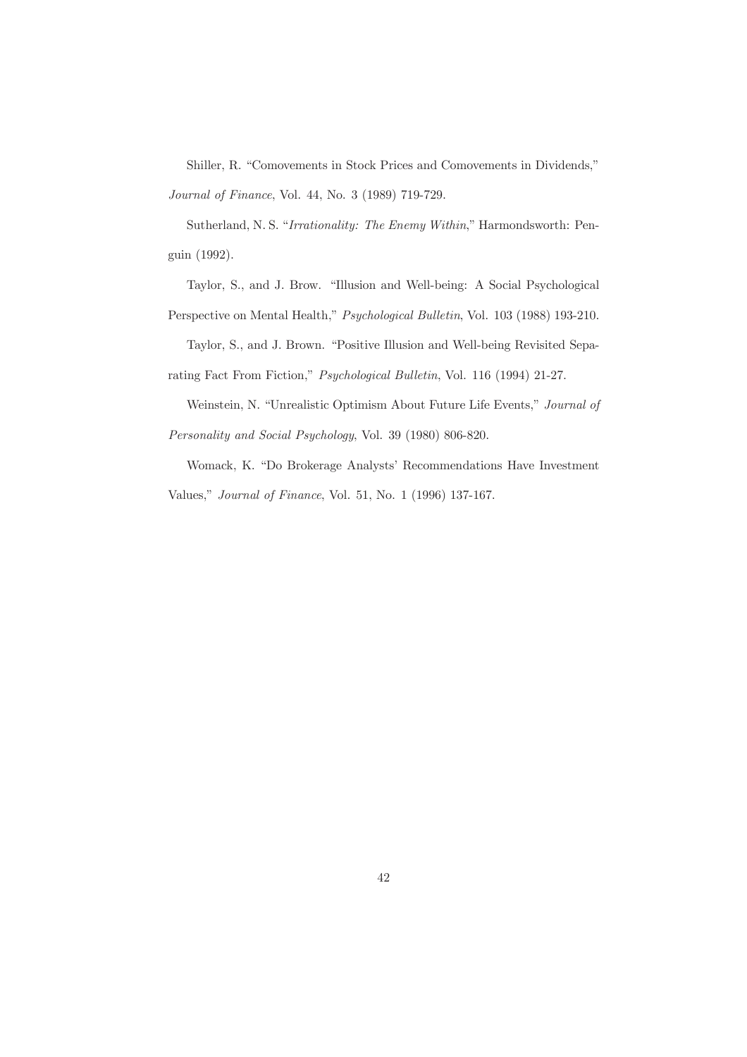Shiller, R. "Comovements in Stock Prices and Comovements in Dividends," *Journal of Finance*, Vol. 44, No. 3 (1989) 719-729.

Sutherland, N. S. "*Irrationality: The Enemy Within*," Harmondsworth: Penguin (1992).

Taylor, S., and J. Brow. "Illusion and Well-being: A Social Psychological Perspective on Mental Health," *Psychological Bulletin*, Vol. 103 (1988) 193-210.

Taylor, S., and J. Brown. "Positive Illusion and Well-being Revisited Separating Fact From Fiction," *Psychological Bulletin*, Vol. 116 (1994) 21-27.

Weinstein, N. "Unrealistic Optimism About Future Life Events," *Journal of Personality and Social Psychology*, Vol. 39 (1980) 806-820.

Womack, K. "Do Brokerage Analysts' Recommendations Have Investment Values," *Journal of Finance*, Vol. 51, No. 1 (1996) 137-167.